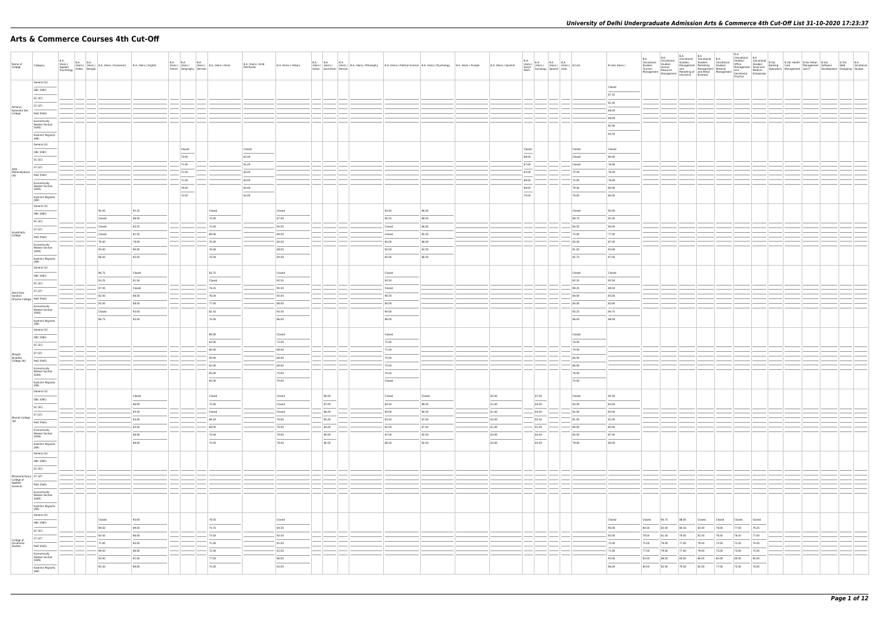# Arts & Commerce Courses 4th Cut-Off

| Name of College | Category | B.A. (Hons.) Applied Psychology | B.A. (Hons.) Arabic | B.A. (Hons.) Bengali | B.A. (Hons.) Economics | B.A. (Hons.) English | B.A. (Hons.) French | B.A. (Hons.) Geography | B.A. (Hons.) German | B.A. (Hons.) Hindi | B.A. (Hons.) Hindi Patrikarita | B.A. (Hons.) History | B.A. (Hons.) Italian | B.A. (Hons.) Journalism | B.A. (Hons.) Persian | B.A. (Hons.) Philosophy | B.A. (Hons.) Political Science | B.A. (Hons.) Psychology | B.A. (Hons.) Punjabi | B.A. (Hons.) Sanskrit | B.A. (Hons.) Social Work | B.A. (Hons.) Sociology | B.A. (Hons.) Spanish | B.A. (Hons.) Urdu | B.Com | B.Com (Hons.) | B.A. (Vocational Studies) Tourism Management | B.A. (Vocational Studies) Human Resource Management | B.A. (Vocational Studies) Management and Marketing of Insurance | B.A. (Vocational Studies) Marketing Management and Retail Business | B.A. (Vocational Studies) Material Management | B.A. (Vocational Studies) Office Management and Secretarial Practice | B.A. (Vocational Studies) Small and Medium Enterprises | B.Voc Banking Operations | B.Voc Health Care Management | B.Voc Retail Management and IT | B.Voc Software Development | B.Voc Web Designing | B.A Vocational Studies |
|---|---|---|---|---|---|---|---|---|---|---|---|---|---|---|---|---|---|---|---|---|---|---|---|---|---|---|---|---|---|---|---|---|---|---|---|---|---|---|---|
| Acharya Narendra Dev College | General (G) | | | | | | | | | | | | | | | | | | | | | | | | | Closed | | | | | | | | | | | | | |
| | OBC (OBC) | | | | | | | | | | | | | | | | | | | | | | | | | 87.25 | | | | | | | | | | | | | |
| | SC (SC) | | | | | | | | | | | | | | | | | | | | | | | | | 81.00 | | | | | | | | | | | | | |
| | ST (ST) | | | | | | | | | | | | | | | | | | | | | | | | | 68.00 | | | | | | | | | | | | | |
| | PwD (PwD) | | | | | | | | | | | | | | | | | | | | | | | | | 68.00 | | | | | | | | | | | | | |
| | Economically Weaker Section (EWS) | | | | | | | | | | | | | | | | | | | | | | | | | 92.00 | | | | | | | | | | | | | |
| | Kashmiri Migrants (KM) | | | | | | | | | | | | | | | | | | | | | | | | | 83.50 | | | | | | | | | | | | | |
| Aditi Mahavidyalaya (W) | General (G) | | | | | | | Closed | | | Closed | | | | | | | | | | Closed | | | | Closed | Closed | | | | | | | | | | | | | |
| | OBC (OBC) | | | | | | | 73.00 | | | 62.00 | | | | | | | | | | 68.00 | | | | Closed | 80.00 | | | | | | | | | | | | | |
| | SC (SC) | | | | | | | 71.00 | | | 61.00 | | | | | | | | | | 67.00 | | | | Closed | 76.00 | | | | | | | | | | | | | |
| | ST (ST) | | | | | | | 71.00 | | | 60.00 | | | | | | | | | | 64.00 | | | | 72.00 | 76.00 | | | | | | | | | | | | | |
| | PwD (PwD) | | | | | | | 71.00 | | | 60.00 | | | | | | | | | | 69.00 | | | | 72.00 | 76.00 | | | | | | | | | | | | | |
| | Economically Weaker Section (EWS) | | | | | | | 76.00 | | | 64.00 | | | | | | | | | | 68.00 | | | | 79.00 | 80.00 | | | | | | | | | | | | | |
| | Kashmiri Migrants (KM) | | | | | | | 72.00 | | | 64.00 | | | | | | | | | | 70.00 | | | | 79.00 | 80.00 | | | | | | | | | | | | | |
| Aryabhatta College | General (G) | | | | 95.50 | 92.25 | | | | Closed | | Closed | | | | | 93.50 | 96.00 | | | | | | | Closed | 95.00 | | | | | | | | | | | | | |
| | OBC (OBC) | | | | Closed | 86.50 | | | | 74.00 | | 87.00 | | | | | 90.25 | 88.00 | | | | | | | 89.75 | 91.00 | | | | | | | | | | | | | |
| | SC (SC) | | | | Closed | 83.25 | | | | 72.00 | | 85.00 | | | | | Closed | 86.00 | | | | | | | 84.50 | 84.00 | | | | | | | | | | | | | |
| | ST (ST) | | | | Closed | 81.50 | | | | 69.00 | | 84.00 | | | | | Closed | 85.50 | | | | | | | 75.00 | 77.00 | | | | | | | | | | | | | |
| | PwD (PwD) | | | | 76.00 | 78.00 | | | | 70.00 | | 84.00 | | | | | 85.00 | 86.00 | | | | | | | 83.00 | 87.00 | | | | | | | | | | | | | |
| | Economically Weaker Section (EWS) | | | | 93.00 | 90.00 | | | | 76.00 | | 89.00 | | | | | 92.00 | 92.00 | | | | | | | 91.00 | 93.00 | | | | | | | | | | | | | |
| | Kashmiri Migrants (KM) | | | | 86.50 | 83.50 | | | | 70.00 | | 84.00 | | | | | 85.00 | 86.50 | | | | | | | 85.75 | 87.00 | | | | | | | | | | | | | |
| Atma Ram Sanatan Dharma College | General (G) | | | | 96.75 | Closed | | | | 83.75 | | Closed | | | | | Closed | | | | | | | | Closed | Closed | | | | | | | | | | | | | |
| | OBC (OBC) | | | | 93.25 | 91.50 | | | | Closed | | 92.50 | | | | | 93.50 | | | | | | | | 92.25 | 92.50 | | | | | | | | | | | | | |
| | SC (SC) | | | | 87.00 | Closed | | | | 78.25 | | 90.50 | | | | | Closed | | | | | | | | 89.25 | 88.50 | | | | | | | | | | | | | |
| | ST (ST) | | | | 82.00 | 88.50 | | | | 76.00 | | 92.00 | | | | | 90.50 | | | | | | | | 84.00 | 83.00 | | | | | | | | | | | | | |
| | PwD (PwD) | | | | 82.00 | 88.50 | | | | 77.00 | | 88.00 | | | | | 84.00 | | | | | | | | 84.00 | 83.00 | | | | | | | | | | | | | |
| | Economically Weaker Section (EWS) | | | | Closed | 93.00 | | | | 82.25 | | 92.50 | | | | | 94.00 | | | | | | | | 93.25 | 94.75 | | | | | | | | | | | | | |
| | Kashmiri Migrants (KM) | | | | 86.75 | 85.50 | | | | 74.00 | | 86.00 | | | | | 86.00 | | | | | | | | 88.00 | 86.50 | | | | | | | | | | | | | |
| Bhagini Nivedita College (W) | General (G) | | | | | | | | | 69.00 | | Closed | | | | | Closed | | | | | | | | Closed | | | | | | | | | | | | | | |
| | OBC (OBC) | | | | | | | | | 63.00 | | 72.00 | | | | | 75.00 | | | | | | | | 78.00 | | | | | | | | | | | | | | |
| | SC (SC) | | | | | | | | | 60.00 | | 68.00 | | | | | 71.00 | | | | | | | | 70.00 | | | | | | | | | | | | | | |
| | ST (ST) | | | | | | | | | 59.00 | | 68.00 | | | | | 70.00 | | | | | | | | 66.00 | | | | | | | | | | | | | | |
| | PwD (PwD) | | | | | | | | | 65.00 | | 68.00 | | | | | 70.00 | | | | | | | | 66.00 | | | | | | | | | | | | | | |
| | Economically Weaker Section (EWS) | | | | | | | | | 65.00 | | 70.00 | | | | | 74.50 | | | | | | | | 76.00 | | | | | | | | | | | | | | |
| | Kashmiri Migrants (KM) | | | | | | | | | 65.00 | | 70.00 | | | | | Closed | | | | | | | | 70.00 | | | | | | | | | | | | | | |
| Bharati College (W) | General (G) | | | | | Closed | | | | Closed | | Closed | | 90.00 | | | Closed | Closed | | 65.00 | | 67.00 | | | Closed | 92.50 | | | | | | | | | | | | | |
| | OBC (OBC) | | | | | 86.00 | | | | 73.00 | | Closed | | 87.00 | | | 84.50 | 89.50 | | 61.00 | | 84.00 | | | 83.00 | 84.50 | | | | | | | | | | | | | |
| | SC (SC) | | | | | 85.50 | | | | Closed | | Closed | | 86.00 | | | 84.00 | 90.00 | | 61.00 | | 83.00 | | | 82.00 | 83.00 | | | | | | | | | | | | | |
| | ST (ST) | | | | | 83.00 | | | | 68.50 | | 76.00 | | 85.00 | | | 83.50 | 87.00 | | 62.00 | | 82.50 | | | 81.00 | 82.00 | | | | | | | | | | | | | |
| | PwD (PwD) | | | | | 83.00 | | | | 69.00 | | 76.00 | | 84.00 | | | 82.00 | 87.00 | | 61.00 | | 81.00 | | | 80.00 | 80.00 | | | | | | | | | | | | | |
| | Economically Weaker Section (EWS) | | | | | 88.00 | | | | 74.00 | | 79.00 | | 85.00 | | | 87.00 | 92.00 | | 63.00 | | 84.00 | | | 85.50 | 87.50 | | | | | | | | | | | | | |
| | Kashmiri Migrants (KM) | | | | | 88.00 | | | | 74.00 | | 78.00 | | 85.00 | | | 86.50 | 92.00 | | 63.00 | | 84.00 | | | 79.00 | 80.00 | | | | | | | | | | | | | |
| Bhaskaracharya College of Applied Sciences | General (G) | | | | | | | | | | | | | | | | | | | | | | | | | | | | | | | | | | | | | | |
| | OBC (OBC) | | | | | | | | | | | | | | | | | | | | | | | | | | | | | | | | | | | | | | |
| | SC (SC) | | | | | | | | | | | | | | | | | | | | | | | | | | | | | | | | | | | | | | |
| | ST (ST) | | | | | | | | | | | | | | | | | | | | | | | | | | | | | | | | | | | | | | |
| | PwD (PwD) | | | | | | | | | | | | | | | | | | | | | | | | | | | | | | | | | | | | | | |
| | Economically Weaker Section (EWS) | | | | | | | | | | | | | | | | | | | | | | | | | | | | | | | | | | | | | | |
| | Kashmiri Migrants (KM) | | | | | | | | | | | | | | | | | | | | | | | | | | | | | | | | | | | | | | |
| College of Vocational Studies | General (G) | | | | Closed | 93.00 | | | | 78.50 | | Closed | | | | | | | | | | | | | Closed | | Closed | 90.75 | 88.00 | Closed | Closed | Closed | Closed | | | | | | |
| | OBC (OBC) | | | | 89.50 | 89.50 | | | | 74.75 | | 84.50 | | | | | | | | | | | | | 90.00 | | 80.50 | 83.00 | 80.50 | 83.00 | 78.00 | 77.00 | 79.25 | | | | | | |
| | SC (SC) | | | | 83.50 | 86.00 | | | | 73.50 | | 82.50 | | | | | | | | | | | | | 82.00 | | 79.50 | 81.50 | 79.00 | 81.50 | 76.50 | 76.50 | 77.00 | | | | | | |
| | ST (ST) | | | | 71.00 | 85.00 | | | | 71.00 | | 81.00 | | | | | | | | | | | | | 72.00 | | 75.00 | 79.00 | 77.00 | 79.00 | 74.50 | 72.50 | 74.50 | | | | | | |
| | PwD (PwD) | | | | 69.50 | 86.00 | | | | 72.00 | | 81.00 | | | | | | | | | | | | | 71.00 | | 77.00 | 79.00 | 77.00 | 79.00 | 75.00 | 73.00 | 75.00 | | | | | | |
| | Economically Weaker Section (EWS) | | | | 93.00 | 91.00 | | | | 77.00 | | 86.00 | | | | | | | | | | | | | 93.00 | | 83.00 | 86.00 | 84.00 | 86.00 | 82.00 | 80.00 | 82.00 | | | | | | |
| | Kashmiri Migrants (KM) | | | | 85.50 | 89.00 | | | | 75.00 | | 83.00 | | | | | | | | | | | | | 86.00 | | 80.00 | 82.00 | 79.50 | 82.00 | 77.00 | 75.00 | 78.00 | | | | | | |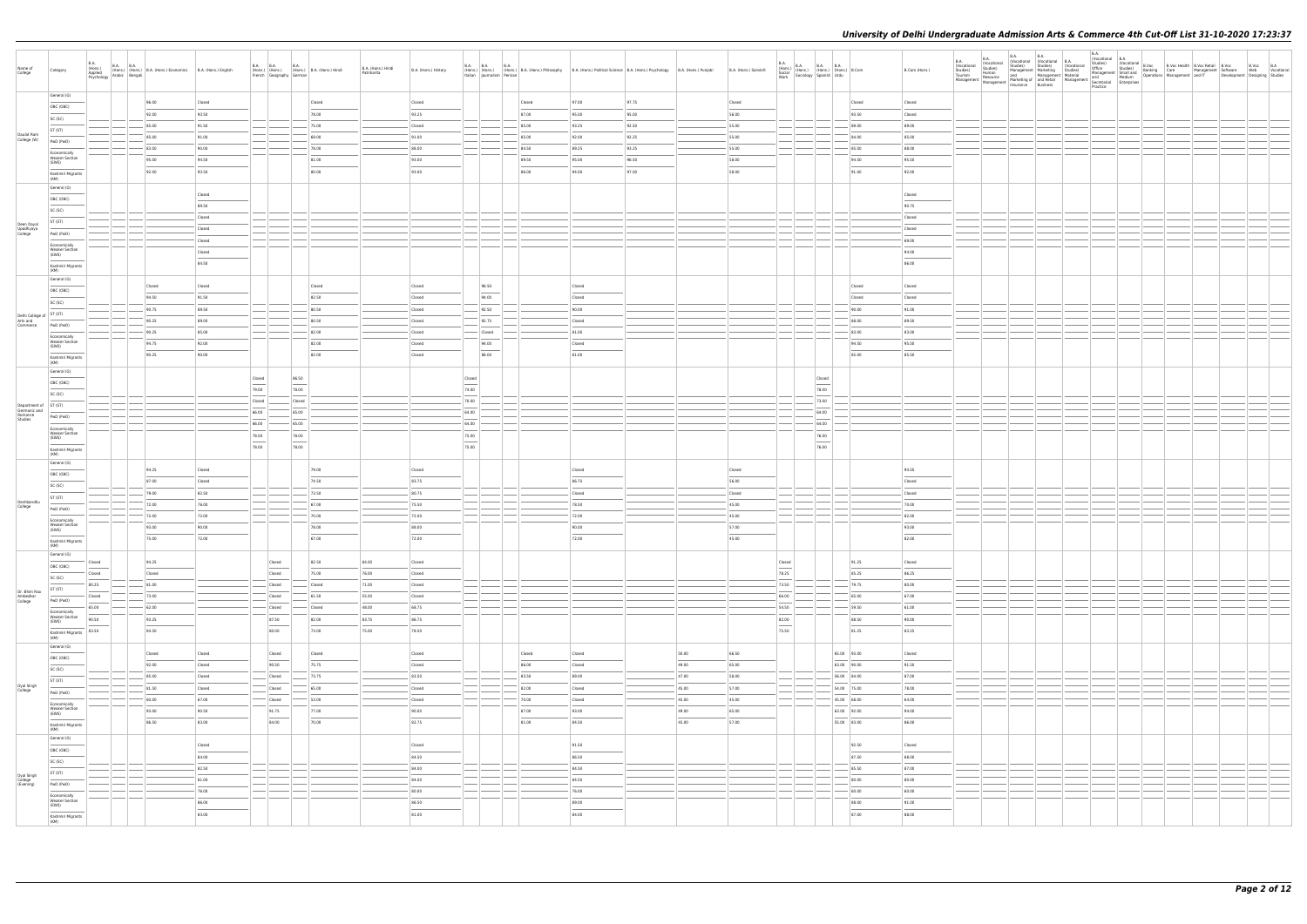| Name of College | Category | B.A. (Hons.) Applied Psychology | B.A. (Hons.) Arabic | B.A. (Hons.) Bengali | B.A. (Hons.) Economics | B.A. (Hons.) English | B.A. (Hons.) French | B.A. (Hons.) Geography | B.A. (Hons.) German | B.A. (Hons.) Hindi | B.A. (Hons.) Hindi Patrikarita | B.A. (Hons.) History | B.A. (Hons.) Italian | B.A. (Hons.) Journalism | B.A. (Hons.) Persian | B.A. (Hons.) Philosophy | B.A. (Hons.) Political Science | B.A. (Hons.) Psychology | B.A. (Hons.) Punjabi | B.A. (Hons.) Sanskrit | B.A. (Hons.) Social Work | B.A. (Hons.) Sociology | B.A. (Hons.) Spanish | B.A. (Hons.) Urdu | B.Com | B.Com (Hons.) | B.A. (Vocational Studies) Tourism Management | B.A. (Vocational Studies) Human Resource Management | B.A. (Vocational Studies) Management and Marketing of Insurance | B.A. (Vocational Studies) Marketing Management and Retail Business | B.A. (Vocational Studies) Material Management | B.A. (Vocational Studies) Office Management and Secretarial Practice | B.A. (Vocational Studies) Small and Medium Enterprises | B.Voc Banking Operations | B.Voc Health Care | B.Voc Retail Management and IT | B.Voc Software Development | B.Voc Web Designing | B.A. Vocational Studies |
|---|---|---|---|---|---|---|---|---|---|---|---|---|---|---|---|---|---|---|---|---|---|---|---|---|---|---|---|---|---|---|---|---|---|---|---|---|---|---|---|
| Daulat Ram College (W) | General (G) | | | | 96.00 | Closed | | | | Closed | | Closed | | | | Closed | 97.00 | 97.75 | | Closed | | | | | Closed | Closed | | | | | | | | | | | | | |
| | OBC (OBC) | | | | 92.00 | 93.50 | | | | 78.00 | | 93.25 | | | | 87.00 | 95.00 | 95.00 | | 56.00 | | | | | 93.50 | Closed | | | | | | | | | | | | | |
| | SC (SC) | | | | 85.00 | 91.50 | | | | 75.00 | | Closed | | | | 85.00 | 93.25 | 92.50 | | 55.00 | | | | | 89.00 | 89.00 | | | | | | | | | | | | | |
| | ST (ST) | | | | 85.00 | 91.00 | | | | 69.00 | | 91.00 | | | | 85.00 | 92.00 | 92.25 | | 55.00 | | | | | 84.00 | 85.00 | | | | | | | | | | | | | |
| | PwD (PwD) | | | | 83.00 | 90.00 | | | | 78.00 | | 88.00 | | | | 84.50 | 89.25 | 93.25 | | 55.00 | | | | | 85.00 | 88.00 | | | | | | | | | | | | | |
| | Economically Weaker Section (EWS) | | | | 95.00 | 94.50 | | | | 81.00 | | 93.00 | | | | 89.50 | 95.00 | 96.50 | | 58.00 | | | | | 94.50 | 95.50 | | | | | | | | | | | | | |
| | Kashmiri Migrants (KM) | | | | 92.00 | 93.50 | | | | 80.00 | | 93.00 | | | | 86.00 | 94.00 | 97.00 | | 58.00 | | | | | 91.00 | 92.00 | | | | | | | | | | | | | |
| Deen Dayal Upadhyaya College | General (G) | | | | | Closed | | | | | | | | | | | | | | | | | | | | Closed | | | | | | | | | | | | | |
| | OBC (OBC) | | | | | 89.50 | | | | | | | | | | | | | | | | | | | | 93.75 | | | | | | | | | | | | | |
| | SC (SC) | | | | | Closed | | | | | | | | | | | | | | | | | | | | Closed | | | | | | | | | | | | | |
| | ST (ST) | | | | | Closed | | | | | | | | | | | | | | | | | | | | Closed | | | | | | | | | | | | | |
| | PwD (PwD) | | | | | Closed | | | | | | | | | | | | | | | | | | | | 69.00 | | | | | | | | | | | | | |
| | Economically Weaker Section (EWS) | | | | | Closed | | | | | | | | | | | | | | | | | | | | 94.00 | | | | | | | | | | | | | |
| | Kashmiri Migrants (KM) | | | | | 84.50 | | | | | | | | | | | | | | | | | | | | 86.00 | | | | | | | | | | | | | |
| Delhi College of Arts and Commerce | General (G) | | | | Closed | Closed | | | | Closed | | Closed | | 96.50 | | | Closed | | | | | | | | Closed | Closed | | | | | | | | | | | | | |
| | OBC (OBC) | | | | 94.50 | 91.50 | | | | 82.50 | | Closed | | 94.00 | | | Closed | | | | | | | | Closed | Closed | | | | | | | | | | | | | |
| | SC (SC) | | | | 90.75 | 89.50 | | | | 80.50 | | Closed | | 92.50 | | | 90.00 | | | | | | | | 90.00 | 91.00 | | | | | | | | | | | | | |
| | ST (ST) | | | | 90.25 | 89.00 | | | | 80.50 | | Closed | | 92.75 | | | Closed | | | | | | | | 88.00 | 89.50 | | | | | | | | | | | | | |
| | PwD (PwD) | | | | 90.25 | 85.00 | | | | 82.00 | | Closed | | Closed | | | 81.00 | | | | | | | | 83.00 | 83.00 | | | | | | | | | | | | | |
| | Economically Weaker Section (EWS) | | | | 94.75 | 92.00 | | | | 82.00 | | Closed | | 94.00 | | | Closed | | | | | | | | 94.50 | 95.50 | | | | | | | | | | | | | |
| | Kashmiri Migrants (KM) | | | | 90.25 | 90.00 | | | | 82.00 | | Closed | | 88.00 | | | 81.00 | | | | | | | | 85.00 | 85.50 | | | | | | | | | | | | | |
| Department of Germanic and Romance Studies | General (G) | | | | | | Closed | | 86.50 | | | | Closed | | | | | | | | | | Closed | | | | | | | | | | | | | | | | |
| | OBC (OBC) | | | | | | 79.00 | | 78.00 | | | | 74.00 | | | | | | | | | | 78.00 | | | | | | | | | | | | | | | | |
| | SC (SC) | | | | | | Closed | | Closed | | | | 78.00 | | | | | | | | | | 73.00 | | | | | | | | | | | | | | | | |
| | ST (ST) | | | | | | 66.00 | | 65.00 | | | | 64.00 | | | | | | | | | | 64.00 | | | | | | | | | | | | | | | | |
| | PwD (PwD) | | | | | | 66.00 | | 65.00 | | | | 64.00 | | | | | | | | | | 64.00 | | | | | | | | | | | | | | | | |
| | Economically Weaker Section (EWS) | | | | | | 78.00 | | 78.00 | | | | 75.00 | | | | | | | | | | 76.00 | | | | | | | | | | | | | | | | |
| | Kashmiri Migrants (KM) | | | | | | 78.00 | | 78.00 | | | | 75.00 | | | | | | | | | | 76.00 | | | | | | | | | | | | | | | | |
| Deshbandhu College | General (G) | | | | 94.25 | Closed | | | | 79.00 | | Closed | | | | | Closed | | | Closed | | | | | | 94.50 | | | | | | | | | | | | | |
| | OBC (OBC) | | | | 87.00 | Closed | | | | 74.50 | | 83.75 | | | | | 86.75 | | | 56.00 | | | | | | Closed | | | | | | | | | | | | | |
| | SC (SC) | | | | 79.00 | 82.50 | | | | 73.50 | | 80.75 | | | | | Closed | | | Closed | | | | | | Closed | | | | | | | | | | | | | |
| | ST (ST) | | | | 72.00 | 76.00 | | | | 67.00 | | 75.50 | | | | | 78.50 | | | 45.00 | | | | | | 70.00 | | | | | | | | | | | | | |
| | PwD (PwD) | | | | 72.00 | 72.00 | | | | 70.00 | | 72.00 | | | | | 72.00 | | | 45.00 | | | | | | 82.00 | | | | | | | | | | | | | |
| | Economically Weaker Section (EWS) | | | | 93.00 | 90.00 | | | | 78.00 | | 88.00 | | | | | 90.00 | | | 57.00 | | | | | | 93.00 | | | | | | | | | | | | | |
| | Kashmiri Migrants (KM) | | | | 75.00 | 72.00 | | | | 67.00 | | 72.00 | | | | | 72.00 | | | 45.00 | | | | | | 82.00 | | | | | | | | | | | | | |
| Dr. Bhim Rao Ambedkar College | General (G) | Closed | | | 94.25 | | | Closed | | 82.50 | 84.00 | Closed | | | | | | | | | Closed | | | | 91.25 | Closed | | | | | | | | | | | | | |
| | OBC (OBC) | Closed | | | Closed | | | Closed | | 75.00 | 76.00 | Closed | | | | | | | | | 78.25 | | | | 85.25 | 86.25 | | | | | | | | | | | | | |
| | SC (SC) | 80.25 | | | 91.00 | | | Closed | | Closed | 71.00 | Closed | | | | | | | | | 73.50 | | | | 79.75 | 80.00 | | | | | | | | | | | | | |
| | ST (ST) | Closed | | | 73.00 | | | Closed | | 61.50 | 55.50 | Closed | | | | | | | | | 66.00 | | | | 65.00 | 67.00 | | | | | | | | | | | | | |
| | PwD (PwD) | 65.00 | | | 62.00 | | | Closed | | Closed | 40.00 | 66.75 | | | | | | | | | 54.50 | | | | 59.50 | 61.00 | | | | | | | | | | | | | |
| | Economically Weaker Section (EWS) | 90.50 | | | 93.25 | | | 87.50 | | 82.00 | 83.75 | 86.75 | | | | | | | | | 82.00 | | | | 88.50 | 90.00 | | | | | | | | | | | | | |
| | Kashmiri Migrants (KM) | 83.50 | | | 84.50 | | | 80.00 | | 73.00 | 75.00 | 78.50 | | | | | | | | | 75.50 | | | | 81.25 | 83.25 | | | | | | | | | | | | | |
| Dyal Singh College | General (G) | | | | Closed | Closed | | Closed | | Closed | | Closed | | | | Closed | Closed | | 50.00 | 66.50 | | | | 85.00 | 93.00 | Closed | | | | | | | | | | | | | |
| | OBC (OBC) | | | | 92.00 | Closed | | 90.50 | | 75.75 | | Closed | | | | 86.00 | Closed | | 49.00 | 65.00 | | | | 63.00 | 90.00 | 91.50 | | | | | | | | | | | | | |
| | SC (SC) | | | | 85.00 | Closed | | Closed | | 73.75 | | 83.50 | | | | 83.50 | 89.00 | | 47.00 | 58.00 | | | | 56.00 | 84.00 | 87.00 | | | | | | | | | | | | | |
| | ST (ST) | | | | 81.50 | Closed | | Closed | | 65.00 | | Closed | | | | 82.00 | Closed | | 45.00 | 57.00 | | | | 54.00 | 75.00 | 78.00 | | | | | | | | | | | | | |
| | PwD (PwD) | | | | 60.00 | 67.00 | | Closed | | 53.00 | | Closed | | | | 70.00 | Closed | | 45.00 | 45.00 | | | | 45.00 | 68.00 | 64.00 | | | | | | | | | | | | | |
| | Economically Weaker Section (EWS) | | | | 93.00 | 90.50 | | 91.75 | | 77.00 | | 90.00 | | | | 87.00 | 93.00 | | 49.00 | 65.00 | | | | 63.00 | 92.00 | 94.00 | | | | | | | | | | | | | |
| | Kashmiri Migrants (KM) | | | | 86.50 | 83.00 | | 84.00 | | 70.00 | | 82.75 | | | | 81.00 | 84.50 | | 45.00 | 57.00 | | | | 55.00 | 83.00 | 86.00 | | | | | | | | | | | | | |
| Dyal Singh College (Evening) | General (G) | | | | | Closed | | | | | | Closed | | | | | 91.50 | | | | | | | | 92.50 | Closed | | | | | | | | | | | | | |
| | OBC (OBC) | | | | | 84.00 | | | | | | 84.50 | | | | | 86.50 | | | | | | | | 87.50 | 88.00 | | | | | | | | | | | | | |
| | SC (SC) | | | | | 82.50 | | | | | | 84.00 | | | | | 84.50 | | | | | | | | 85.50 | 87.00 | | | | | | | | | | | | | |
| | ST (ST) | | | | | 81.00 | | | | | | 84.00 | | | | | 84.50 | | | | | | | | 80.00 | 83.00 | | | | | | | | | | | | | |
| | PwD (PwD) | | | | | 76.00 | | | | | | 80.00 | | | | | 76.00 | | | | | | | | 60.00 | 60.00 | | | | | | | | | | | | | |
| | Economically Weaker Section (EWS) | | | | | 86.00 | | | | | | 86.50 | | | | | 89.00 | | | | | | | | 88.00 | 91.00 | | | | | | | | | | | | | |
| | Kashmiri Migrants (KM) | | | | | 83.00 | | | | | | 81.00 | | | | | 84.00 | | | | | | | | 87.00 | 88.00 | | | | | | | | | | | | | |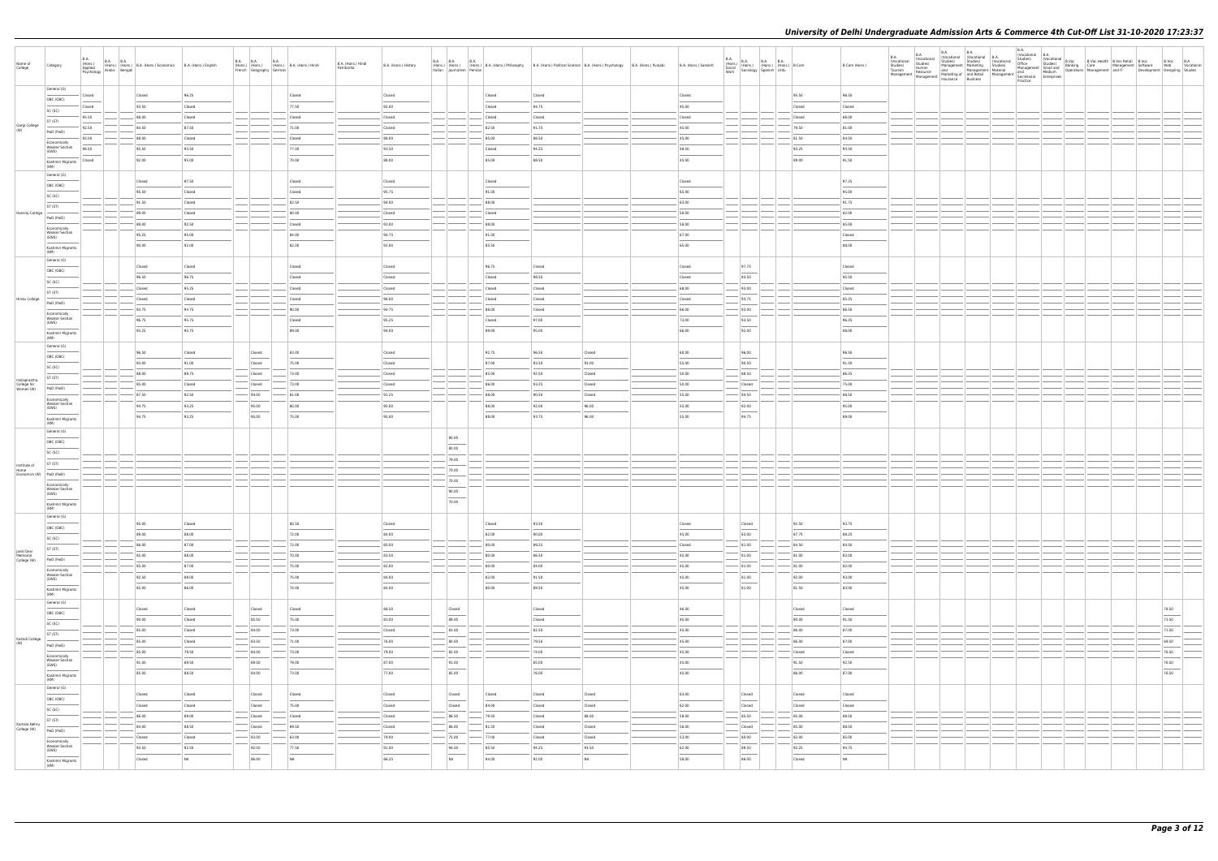# University of Delhi Undergraduate Admission Arts & Commerce 4th Cut-Off List 31-10-2020 17:23:37

| Name of College | Category | B.A. (Hons.) Applied Psychology | B.A. (Hons.) Arabic | B.A. (Hons.) Bengali | B.A. (Hons.) Economics | B.A. (Hons.) English | B.A. (Hons.) French | B.A. (Hons.) Geography | B.A. (Hons.) German | B.A. (Hons.) Hindi | B.A. (Hons.) Hindi Patrikarita | B.A. (Hons.) History | B.A. (Hons.) Italian | B.A. (Hons.) Journalism | B.A. (Hons.) Persian | B.A. (Hons.) Philosophy | B.A. (Hons.) Political Science | B.A. (Hons.) Psychology | B.A. (Hons.) Punjabi | B.A. (Hons.) Sanskrit | B.A. (Hons.) Social Work | B.A. (Hons.) Sociology | B.A. (Hons.) Spanish | B.A. (Hons.) Urdu | B.Com | B.Com (Hons.) | B.A. (Vocational Studies) Tourism Management | B.A. (Vocational Studies) Human Resource Management | B.A. (Vocational Studies) Management and Marketing of Insurance | B.A. (Vocational Studies) Marketing Management and Retail Business | B.A. (Vocational Studies) Material Management | B.A. (Vocational Studies) Office Management and Secretarial Practice | B.A. (Vocational Studies) Small and Medium Enterprises | B.Voc Banking Operations | B.Voc Health Care Management | B.Voc Retail Management and IT | B.Voc Software Development | B.Voc Web Designing | B.A Vocational Studies |
|---|---|---|---|---|---|---|---|---|---|---|---|---|---|---|---|---|---|---|---|---|---|---|---|---|---|---|---|---|---|---|---|---|---|---|---|---|---|---|---|
| Gargi College (W) | General (G) | Closed | | | Closed | 96.25 | | | | Closed | | Closed | | | | Closed | Closed | | | Closed | | | | | 95.50 | 96.50 | | | | | | | | | | | | | |
| | OBC (OBC) | Closed | | | 93.50 | Closed | | | | 77.50 | | 92.00 | | | | Closed | 94.75 | | | 45.00 | | | | | Closed | Closed | | | | | | | | | | | | | |
| | SC (SC) | 95.50 | | | 88.00 | Closed | | | | Closed | | Closed | | | | Closed | Closed | | | Closed | | | | | Closed | 88.00 | | | | | | | | | | | | | |
| | ST (ST) | 92.50 | | | 84.50 | 87.50 | | | | 71.00 | | Closed | | | | 82.50 | 91.75 | | | 45.00 | | | | | 79.50 | 81.00 | | | | | | | | | | | | | |
| | PwD (PwD) | 92.00 | | | 88.00 | Closed | | | | Closed | | 88.00 | | | | 85.00 | 88.50 | | | 45.00 | | | | | 81.50 | 84.50 | | | | | | | | | | | | | |
| | Economically Weaker Section (EWS) | 96.50 | | | 95.50 | 93.50 | | | | 77.00 | | 93.50 | | | | Closed | 94.25 | | | 48.50 | | | | | 93.25 | 94.50 | | | | | | | | | | | | | |
| | Kashmiri Migrants (KM) | Closed | | | 92.00 | 95.00 | | | | 70.00 | | 88.00 | | | | 85.00 | 88.50 | | | 45.00 | | | | | 89.00 | 91.50 | | | | | | | | | | | | | |
| Hansraj College | General (G) | | | | Closed | 97.50 | | | | Closed | | Closed | | | | Closed | | | | Closed | | | | | | 97.25 | | | | | | | | | | | | | |
| | OBC (OBC) | | | | 95.50 | Closed | | | | Closed | | 95.75 | | | | 91.00 | | | | 65.00 | | | | | | 95.00 | | | | | | | | | | | | | |
| | SC (SC) | | | | 91.50 | Closed | | | | 82.50 | | 94.00 | | | | 88.00 | | | | 63.00 | | | | | | 91.75 | | | | | | | | | | | | | |
| | ST (ST) | | | | 89.00 | Closed | | | | 80.00 | | Closed | | | | Closed | | | | 58.00 | | | | | | 82.00 | | | | | | | | | | | | | |
| | PwD (PwD) | | | | 89.00 | 92.50 | | | | Closed | | 93.00 | | | | 88.00 | | | | 58.00 | | | | | | 85.00 | | | | | | | | | | | | | |
| | Economically Weaker Section (EWS) | | | | 95.25 | 95.00 | | | | 84.00 | | 94.75 | | | | 91.00 | | | | 67.00 | | | | | | Closed | | | | | | | | | | | | | |
| | Kashmiri Migrants (KM) | | | | 90.00 | 92.00 | | | | 82.00 | | 92.00 | | | | 85.50 | | | | 65.00 | | | | | | 88.00 | | | | | | | | | | | | | |
| Hindu College | General (G) | | | | Closed | Closed | | | | Closed | | Closed | | | | 96.75 | Closed | | | Closed | | 97.75 | | | | Closed | | | | | | | | | | | | | |
| | OBC (OBC) | | | | 96.50 | 96.75 | | | | Closed | | Closed | | | | Closed | 98.50 | | | Closed | | 93.50 | | | | 95.50 | | | | | | | | | | | | | |
| | SC (SC) | | | | Closed | 95.25 | | | | Closed | | Closed | | | | Closed | Closed | | | 68.00 | | 93.00 | | | | Closed | | | | | | | | | | | | | |
| | ST (ST) | | | | Closed | Closed | | | | Closed | | 96.00 | | | | Closed | Closed | | | Closed | | 93.75 | | | | 85.25 | | | | | | | | | | | | | |
| | PwD (PwD) | | | | 93.75 | 94.75 | | | | 90.00 | | 94.75 | | | | 86.00 | Closed | | | 66.00 | | 92.00 | | | | 86.50 | | | | | | | | | | | | | |
| | Economically Weaker Section (EWS) | | | | 96.75 | 95.75 | | | | Closed | | 95.25 | | | | Closed | 97.00 | | | 73.00 | | 93.50 | | | | 96.25 | | | | | | | | | | | | | |
| | Kashmiri Migrants (KM) | | | | 93.25 | 95.75 | | | | 89.00 | | 94.00 | | | | 89.00 | 95.00 | | | 66.00 | | 92.00 | | | | 88.00 | | | | | | | | | | | | | |
| Indraprastha College for Women (W) | General (G) | | | | 96.50 | Closed | | Closed | | 83.00 | | Closed | | | | 92.75 | 96.50 | Closed | | 60.00 | | 96.00 | | | | 96.50 | | | | | | | | | | | | | |
| | OBC (OBC) | | | | 93.00 | 91.00 | | Closed | | 75.00 | | Closed | | | | 87.00 | 93.50 | 93.00 | | 55.00 | | 94.50 | | | | 91.50 | | | | | | | | | | | | | |
| | SC (SC) | | | | 88.00 | 89.75 | | Closed | | 73.00 | | Closed | | | | 85.00 | 92.50 | Closed | | 50.00 | | 88.50 | | | | 86.25 | | | | | | | | | | | | | |
| | ST (ST) | | | | 85.00 | Closed | | Closed | | 73.00 | | Closed | | | | 86.00 | 93.25 | Closed | | 50.00 | | Closed | | | | 75.00 | | | | | | | | | | | | | |
| | PwD (PwD) | | | | 87.50 | 92.50 | | 94.00 | | 81.00 | | 91.25 | | | | 88.00 | 90.50 | Closed | | 55.00 | | 94.50 | | | | 88.50 | | | | | | | | | | | | | |
| | Economically Weaker Section (EWS) | | | | 94.75 | 93.25 | | 95.00 | | 80.00 | | 95.00 | | | | 88.00 | 92.00 | 96.00 | | 55.00 | | 92.00 | | | | 95.00 | | | | | | | | | | | | | |
| | Kashmiri Migrants (KM) | | | | 94.75 | 93.25 | | 95.00 | | 75.00 | | 95.00 | | | | 88.00 | 93.75 | 96.00 | | 55.00 | | 94.75 | | | | 89.00 | | | | | | | | | | | | | |
| Institute of Home Economics (W) | General (G) | | | | | | | | | | | | | 90.00 | | | | | | | | | | | | | | | | | | | | | | | | | |
| | OBC (OBC) | | | | | | | | | | | | | 80.00 | | | | | | | | | | | | | | | | | | | | | | | | | |
| | SC (SC) | | | | | | | | | | | | | 79.00 | | | | | | | | | | | | | | | | | | | | | | | | | |
| | ST (ST) | | | | | | | | | | | | | 70.00 | | | | | | | | | | | | | | | | | | | | | | | | | |
| | PwD (PwD) | | | | | | | | | | | | | 70.00 | | | | | | | | | | | | | | | | | | | | | | | | | |
| | Economically Weaker Section (EWS) | | | | | | | | | | | | | 90.00 | | | | | | | | | | | | | | | | | | | | | | | | | |
| | Kashmiri Migrants (KM) | | | | | | | | | | | | | 70.00 | | | | | | | | | | | | | | | | | | | | | | | | | |
| Janki Devi Memorial College (W) | General (G) | | | | 95.00 | Closed | | | | 80.50 | | Closed | | | | Closed | 93.50 | | | Closed | | Closed | | | 92.50 | 93.75 | | | | | | | | | | | | | |
| | OBC (OBC) | | | | 89.00 | 86.00 | | | | 72.00 | | 84.00 | | | | 82.00 | 90.00 | | | 45.00 | | 83.00 | | | 87.75 | 88.25 | | | | | | | | | | | | | |
| | SC (SC) | | | | 86.00 | 87.00 | | | | 72.00 | | 85.00 | | | | 80.00 | 89.25 | | | Closed | | 81.00 | | | 84.50 | 84.50 | | | | | | | | | | | | | |
| | ST (ST) | | | | 85.00 | 88.00 | | | | 70.00 | | 83.50 | | | | 80.00 | 86.50 | | | 45.00 | | 81.00 | | | 81.00 | 82.00 | | | | | | | | | | | | | |
| | PwD (PwD) | | | | 85.00 | 87.00 | | | | 75.00 | | 82.00 | | | | 83.00 | 84.00 | | | 45.00 | | 81.00 | | | 81.00 | 82.00 | | | | | | | | | | | | | |
| | Economically Weaker Section (EWS) | | | | 92.50 | 89.00 | | | | 75.00 | | 84.00 | | | | 82.00 | 91.50 | | | 45.00 | | 81.00 | | | 92.00 | 93.00 | | | | | | | | | | | | | |
| | Kashmiri Migrants (KM) | | | | 85.00 | 86.00 | | | | 74.00 | | 84.00 | | | | 83.00 | 89.50 | | | 45.00 | | 81.00 | | | 81.50 | 83.00 | | | | | | | | | | | | | |
| Kalindi College (W) | General (G) | | | | Closed | Closed | | Closed | | Closed | | 86.50 | | Closed | | | Closed | | | 46.00 | | | | | Closed | Closed | | | | | | | | | | | | | 79.50 | |
| | OBC (OBC) | | | | 90.00 | Closed | | 85.50 | | 75.00 | | 83.00 | | 89.00 | | | Closed | | | 45.00 | | | | | 90.00 | 91.50 | | | | | | | | | | | | | 73.50 | |
| | SC (SC) | | | | 85.00 | Closed | | 84.00 | | 73.00 | | Closed | | 83.00 | | | 82.50 | | | 45.00 | | | | | 86.00 | 87.00 | | | | | | | | | | | | | 71.50 | |
| | ST (ST) | | | | 85.00 | Closed | | 83.50 | | 71.00 | | 76.00 | | 80.00 | | | 79.50 | | | 45.00 | | | | | 86.00 | 87.00 | | | | | | | | | | | | | 69.50 | |
| | PwD (PwD) | | | | 85.00 | 79.50 | | 84.00 | | 73.00 | | 79.00 | | 82.00 | | | 74.00 | | | 45.00 | | | | | Closed | Closed | | | | | | | | | | | | | 76.50 | |
| | Economically Weaker Section (EWS) | | | | 91.00 | 89.50 | | 89.00 | | 79.00 | | 87.00 | | 91.00 | | | 85.00 | | | 45.00 | | | | | 91.50 | 92.50 | | | | | | | | | | | | | 76.50 | |
| | Kashmiri Migrants (KM) | | | | 85.00 | 88.50 | | 84.00 | | 73.00 | | 77.00 | | 85.00 | | | 76.00 | | | 45.00 | | | | | 86.00 | 87.00 | | | | | | | | | | | | | 76.50 | |
| Kamala Nehru College (W) | General (G) | | | | Closed | Closed | | Closed | | Closed | | Closed | | Closed | | Closed | Closed | Closed | | 63.00 | | Closed | | | Closed | Closed | | | | | | | | | | | | | |
| | OBC (OBC) | | | | Closed | Closed | | Closed | | 75.00 | | Closed | | Closed | | 84.00 | Closed | Closed | | 62.00 | | Closed | | | Closed | Closed | | | | | | | | | | | | | |
| | SC (SC) | | | | 86.00 | 89.00 | | Closed | | Closed | | Closed | | 86.50 | | 79.50 | Closed | 86.00 | | 58.00 | | 85.50 | | | 85.00 | 88.50 | | | | | | | | | | | | | |
| | ST (ST) | | | | 84.00 | 88.50 | | Closed | | 69.50 | | Closed | | 86.00 | | 81.50 | Closed | Closed | | 56.00 | | Closed | | | 85.00 | 88.50 | | | | | | | | | | | | | |
| | PwD (PwD) | | | | Closed | Closed | | 83.00 | | 63.00 | | 79.00 | | 75.00 | | 77.00 | Closed | Closed | | 53.00 | | 88.00 | | | 82.00 | 85.00 | | | | | | | | | | | | | |
| | Economically Weaker Section (EWS) | | | | 93.50 | 92.50 | | 92.00 | | 77.50 | | 91.00 | | 94.00 | | 85.50 | 94.25 | 93.50 | | 62.00 | | 89.50 | | | 92.25 | 94.75 | | | | | | | | | | | | | |
| | Kashmiri Migrants (KM) | | | | Closed | NA | | 86.00 | | NA | | 86.25 | | NA | | 84.00 | 92.00 | NA | | 58.00 | | 86.00 | | | Closed | NA | | | | | | | | | | | | | |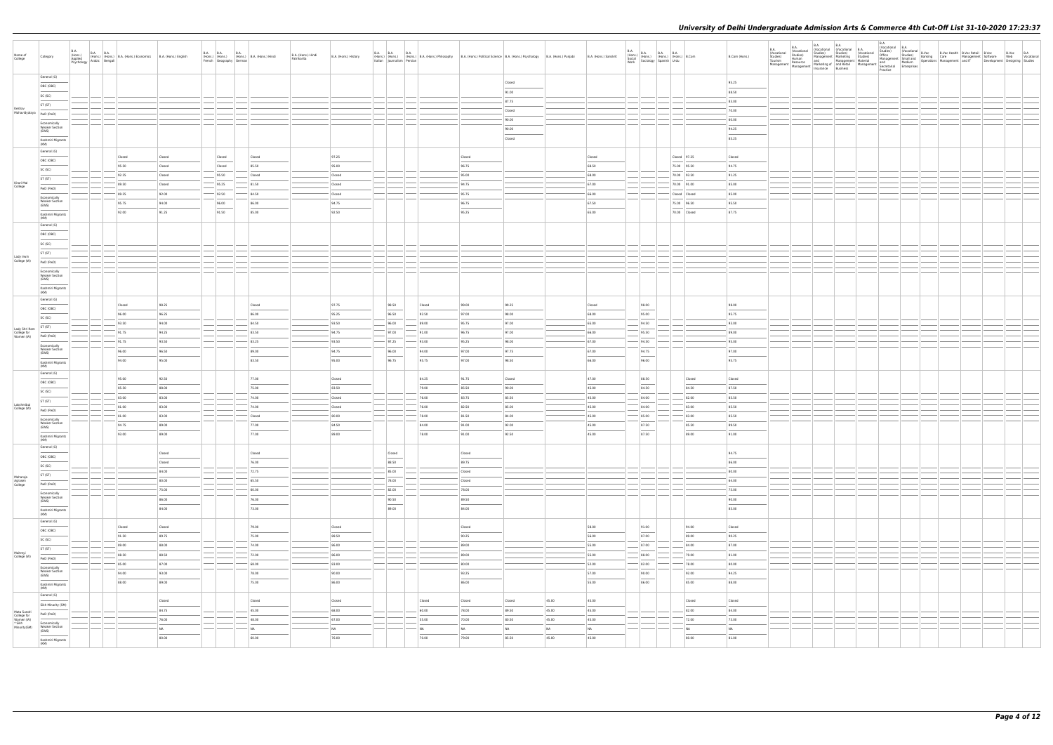| Name of College | Category | B.A. (Hons.) Applied Psychology | B.A. (Hons.) Arabic | B.A. (Hons.) Bengali | B.A. (Hons.) Economics | B.A. (Hons.) English | B.A. (Hons.) French | B.A. (Hons.) Geography | B.A. (Hons.) German | B.A. (Hons.) Hindi | B.A. (Hons.) Hindi Patrikarita | B.A. (Hons.) History | B.A. (Hons.) Italian | B.A. (Hons.) Journalism | B.A. (Hons.) Persian | B.A. (Hons.) Philosophy | B.A. (Hons.) Political Science | B.A. (Hons.) Psychology | B.A. (Hons.) Punjabi | B.A. (Hons.) Sanskrit | B.A. (Hons.) Social Work | B.A. (Hons.) Sociology | B.A. (Hons.) Spanish | B.A. (Hons.) Urdu | B.Com | B.Com (Hons.) | B.A. (Vocational Studies) Tourism Management | B.A. (Vocational Studies) Human Resource Management | B.A. (Vocational Studies) Management and Marketing of Insurance | B.A. (Vocational Studies) Marketing Management and Retail Business | B.A. (Vocational Studies) Material Management | B.A. (Vocational Studies) Office Management and Secretarial Practice | B.A. (Vocational Studies) Small and Medium Enterprises | B.Voc Banking Operations | B.Voc Health Care | B.Voc Retail Management and IT | B.Voc Software Development | B.Voc Web Designing | B.A Vocational Studies |
|---|---|---|---|---|---|---|---|---|---|---|---|---|---|---|---|---|---|---|---|---|---|---|---|---|---|---|---|---|---|---|---|---|---|---|---|---|---|---|---|
| Keshav Mahavidyalaya | General (G) | | | | | | | | | | | | | | | | | Closed | | | | | | | | 95.25 | | | | | | | | | | | | | |
| | OBC (OBC) | | | | | | | | | | | | | | | | | 91.00 | | | | | | | | 88.50 | | | | | | | | | | | | | |
| | SC (SC) | | | | | | | | | | | | | | | | | 87.75 | | | | | | | | 83.00 | | | | | | | | | | | | | |
| | ST (ST) | | | | | | | | | | | | | | | | | Closed | | | | | | | | 70.00 | | | | | | | | | | | | | |
| | PwD (PwD) | | | | | | | | | | | | | | | | | 90.00 | | | | | | | | 60.00 | | | | | | | | | | | | | |
| | Economically Weaker Section (EWS) | | | | | | | | | | | | | | | | | 90.00 | | | | | | | | 94.25 | | | | | | | | | | | | | |
| | Kashmiri Migrants (KM) | | | | | | | | | | | | | | | | | Closed | | | | | | | | 85.25 | | | | | | | | | | | | | |
| Kirori Mal College | General (G) | | | | Closed | Closed | | Closed | | Closed | | 97.25 | | | | | Closed | | | Closed | | | | Closed | 97.25 | Closed | | | | | | | | | | | | | |
| | OBC (OBC) | | | | 95.50 | Closed | | Closed | | 85.50 | | 95.00 | | | | | 96.75 | | | 68.50 | | | | 75.00 | 95.50 | 94.75 | | | | | | | | | | | | | |
| | SC (SC) | | | | 92.25 | Closed | | 95.50 | | Closed | | Closed | | | | | 95.00 | | | 68.00 | | | | 70.00 | 93.50 | 91.25 | | | | | | | | | | | | | |
| | ST (ST) | | | | 89.50 | Closed | | 95.25 | | 81.50 | | Closed | | | | | 94.75 | | | 67.00 | | | | 70.00 | 91.00 | 85.00 | | | | | | | | | | | | | |
| | PwD (PwD) | | | | 89.25 | 92.00 | | 92.50 | | 84.50 | | Closed | | | | | 95.75 | | | 66.00 | | | | Closed | Closed | 85.00 | | | | | | | | | | | | | |
| | Economically Weaker Section (EWS) | | | | 95.75 | 94.00 | | 96.00 | | 86.00 | | 94.75 | | | | | 96.75 | | | 67.50 | | | | 75.00 | 96.50 | 95.50 | | | | | | | | | | | | | |
| | Kashmiri Migrants (KM) | | | | 92.00 | 91.25 | | 95.50 | | 85.00 | | 92.50 | | | | | 95.25 | | | 65.00 | | | | 70.00 | Closed | 87.75 | | | | | | | | | | | | | |
| Lady Irwin College (W) | General (G) | | | | | | | | | | | | | | | | | | | | | | | | | | | | | | | | | | | | | | |
| | OBC (OBC) | | | | | | | | | | | | | | | | | | | | | | | | | | | | | | | | | | | | | | |
| | SC (SC) | | | | | | | | | | | | | | | | | | | | | | | | | | | | | | | | | | | | | | |
| | ST (ST) | | | | | | | | | | | | | | | | | | | | | | | | | | | | | | | | | | | | | | |
| | PwD (PwD) | | | | | | | | | | | | | | | | | | | | | | | | | | | | | | | | | | | | | | |
| | Economically Weaker Section (EWS) | | | | | | | | | | | | | | | | | | | | | | | | | | | | | | | | | | | | | | |
| | Kashmiri Migrants (KM) | | | | | | | | | | | | | | | | | | | | | | | | | | | | | | | | | | | | | | |
| Lady Shri Ram College for Women (W) | General (G) | | | | Closed | 98.25 | | | | Closed | | 97.75 | | 98.50 | | Closed | 99.00 | 99.25 | | Closed | | 98.00 | | | | 98.00 | | | | | | | | | | | | | |
| | OBC (OBC) | | | | 96.00 | 96.25 | | | | 86.00 | | 95.25 | | 96.50 | | 92.50 | 97.00 | 98.00 | | 68.00 | | 95.00 | | | | 95.75 | | | | | | | | | | | | | |
| | SC (SC) | | | | 93.50 | 94.00 | | | | 84.50 | | 93.50 | | 96.00 | | 89.00 | 95.75 | 97.00 | | 65.00 | | 94.50 | | | | 93.00 | | | | | | | | | | | | | |
| | ST (ST) | | | | 91.75 | 94.25 | | | | 83.50 | | 94.75 | | 97.00 | | 91.00 | 96.75 | 97.00 | | 66.00 | | 95.50 | | | | 89.00 | | | | | | | | | | | | | |
| | PwD (PwD) | | | | 91.75 | 93.50 | | | | 83.25 | | 93.50 | | 97.25 | | 93.00 | 95.25 | 98.00 | | 67.00 | | 94.50 | | | | 95.00 | | | | | | | | | | | | | |
| | Economically Weaker Section (EWS) | | | | 96.00 | 96.50 | | | | 89.00 | | 94.75 | | 96.00 | | 94.00 | 97.00 | 97.75 | | 67.00 | | 94.75 | | | | 97.00 | | | | | | | | | | | | | |
| | Kashmiri Migrants (KM) | | | | 94.00 | 95.00 | | | | 83.50 | | 95.00 | | 96.75 | | 95.75 | 97.00 | 98.50 | | 66.00 | | 96.00 | | | | 95.75 | | | | | | | | | | | | | |
| Lakshmibai College (W) | General (G) | | | | 95.00 | 92.50 | | | | 77.00 | | Closed | | | | 84.25 | 91.75 | Closed | | 47.00 | | 88.50 | | | Closed | Closed | | | | | | | | | | | | | |
| | OBC (OBC) | | | | 85.50 | 88.00 | | | | 75.00 | | 83.50 | | | | 79.00 | 85.50 | 90.00 | | 45.00 | | 84.50 | | | 84.50 | 87.50 | | | | | | | | | | | | | |
| | SC (SC) | | | | 83.00 | 83.00 | | | | 74.00 | | Closed | | | | 76.00 | 83.75 | 85.50 | | 45.00 | | 84.00 | | | 82.00 | 85.50 | | | | | | | | | | | | | |
| | ST (ST) | | | | 81.00 | 83.00 | | | | 74.00 | | Closed | | | | 76.00 | 82.50 | 85.00 | | 45.00 | | 84.00 | | | 83.00 | 85.50 | | | | | | | | | | | | | |
| | PwD (PwD) | | | | 81.00 | 83.00 | | | | Closed | | 80.00 | | | | 78.00 | 81.50 | 84.00 | | 45.00 | | 85.00 | | | 83.00 | 85.50 | | | | | | | | | | | | | |
| | Economically Weaker Section (EWS) | | | | 94.75 | 89.00 | | | | 77.00 | | 84.50 | | | | 84.00 | 91.00 | 92.00 | | 45.00 | | 87.50 | | | 85.50 | 89.50 | | | | | | | | | | | | | |
| | Kashmiri Migrants (KM) | | | | 93.00 | 89.00 | | | | 77.00 | | 89.00 | | | | 78.00 | 91.00 | 92.50 | | 45.00 | | 87.50 | | | 89.00 | 91.00 | | | | | | | | | | | | | |
| Maharaja Agrasen College | General (G) | | | | | Closed | | | | Closed | | | | Closed | | | Closed | | | | | | | | | 94.75 | | | | | | | | | | | | | |
| | OBC (OBC) | | | | | Closed | | | | 76.00 | | | | 88.50 | | | 89.75 | | | | | | | | | 86.00 | | | | | | | | | | | | | |
| | SC (SC) | | | | | 84.00 | | | | 72.75 | | | | 85.00 | | | Closed | | | | | | | | | 80.00 | | | | | | | | | | | | | |
| | ST (ST) | | | | | 80.00 | | | | 65.50 | | | | 78.00 | | | Closed | | | | | | | | | 64.00 | | | | | | | | | | | | | |
| | PwD (PwD) | | | | | 75.00 | | | | 60.00 | | | | 82.00 | | | 79.00 | | | | | | | | | 75.00 | | | | | | | | | | | | | |
| | Economically Weaker Section (EWS) | | | | | 86.00 | | | | 76.00 | | | | 90.50 | | | 89.50 | | | | | | | | | 90.00 | | | | | | | | | | | | | |
| | Kashmiri Migrants (KM) | | | | | 84.00 | | | | 73.00 | | | | 89.00 | | | 84.00 | | | | | | | | | 85.00 | | | | | | | | | | | | | |
| Maitreyi College (W) | General (G) | | | | Closed | Closed | | | | 79.00 | | Closed | | | | | Closed | | | 58.00 | | 91.00 | | | 94.00 | Closed | | | | | | | | | | | | | |
| | OBC (OBC) | | | | 91.50 | 89.75 | | | | 75.00 | | 88.50 | | | | | 90.25 | | | 56.00 | | 87.00 | | | 89.00 | 93.25 | | | | | | | | | | | | | |
| | SC (SC) | | | | 89.00 | 88.00 | | | | 74.00 | | 86.00 | | | | | 89.00 | | | 55.00 | | 87.00 | | | 84.00 | 87.00 | | | | | | | | | | | | | |
| | ST (ST) | | | | 88.50 | 88.50 | | | | 72.00 | | 86.00 | | | | | 89.00 | | | 55.00 | | 88.00 | | | 79.00 | 81.00 | | | | | | | | | | | | | |
| | PwD (PwD) | | | | 85.00 | 87.00 | | | | 68.00 | | 83.00 | | | | | 80.00 | | | 52.00 | | 62.00 | | | 78.00 | 80.00 | | | | | | | | | | | | | |
| | Economically Weaker Section (EWS) | | | | 94.00 | 93.00 | | | | 78.00 | | 90.00 | | | | | 93.25 | | | 57.00 | | 90.00 | | | 92.00 | 94.25 | | | | | | | | | | | | | |
| | Kashmiri Migrants (KM) | | | | 88.00 | 89.00 | | | | 75.00 | | 86.00 | | | | | 86.00 | | | 55.00 | | 86.00 | | | 85.00 | 88.00 | | | | | | | | | | | | | |
| Mata Sundri College for Women (W) * Sikh Minority(SM) | General (G) | | | | | Closed | | | | Closed | | Closed | | | | Closed | Closed | Closed | 45.00 | 45.00 | | | | | Closed | Closed | | | | | | | | | | | | | |
| | Sikh Minority (SM) | | | | | 84.75 | | | | 45.00 | | 68.00 | | | | 60.00 | 78.00 | 89.50 | 45.00 | 45.00 | | | | | 82.00 | 84.00 | | | | | | | | | | | | | |
| | PwD (PwD) | | | | | 76.00 | | | | 40.00 | | 67.00 | | | | 55.00 | 70.00 | 80.50 | 45.00 | 45.00 | | | | | 72.00 | 73.00 | | | | | | | | | | | | | |
| | Economically Weaker Section (EWS) | | | | | NA | | | | NA | | NA | | | | NA | NA | NA | NA | NA | | | | | NA | NA | | | | | | | | | | | | | |
| | Kashmiri Migrants (KM) | | | | | 80.00 | | | | 40.00 | | 76.00 | | | | 70.00 | 79.00 | 85.50 | 45.00 | 45.00 | | | | | 80.00 | 81.00 | | | | | | | | | | | | | |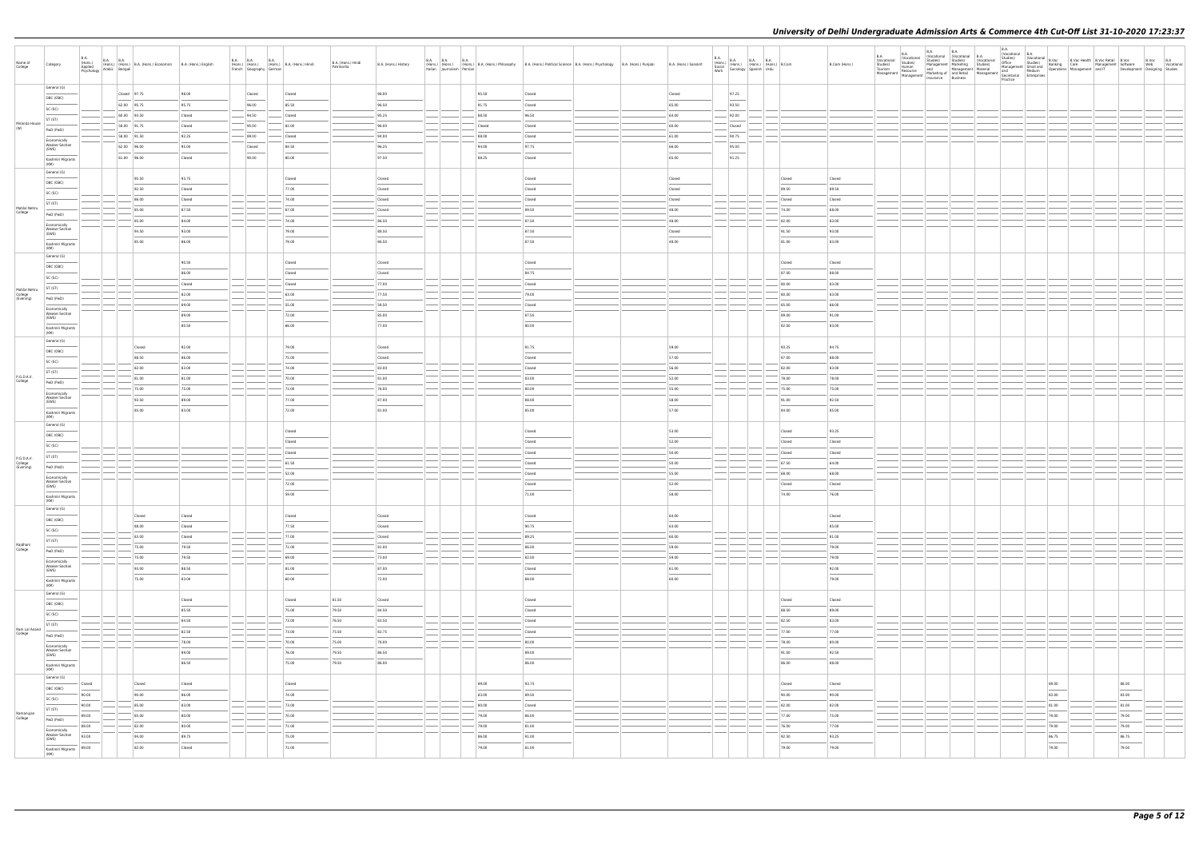# University of Delhi Undergraduate Admission Arts & Commerce 4th Cut-Off List 31-10-2020 17:23:37

| Name of College | Category | B.A. (Hons.) Applied Psychology | B.A. (Hons.) Arabic | B.A. (Hons.) Bengali | B.A. (Hons.) Economics | B.A. (Hons.) English | B.A. (Hons.) French | B.A. (Hons.) Geography | B.A. (Hons.) German | B.A. (Hons.) Hindi | B.A. (Hons.) Hindi Patrikarita | B.A. (Hons.) History | B.A. (Hons.) Italian | B.A. (Hons.) Journalism | B.A. (Hons.) Persian | B.A. (Hons.) Philosophy | B.A. (Hons.) Political Science | B.A. (Hons.) Psychology | B.A. (Hons.) Punjabi | B.A. (Hons.) Sanskrit | B.A. (Hons.) Social Work | B.A. (Hons.) Sociology | B.A. (Hons.) Spanish | B.A. (Hons.) Urdu | B.Com | B.Com (Hons.) | B.A. (Vocational Studies) Tourism Management | B.A. (Vocational Studies) Human Resource Management | B.A. (Vocational Studies) Management and Marketing of Insurance | B.A. (Vocational Studies) Marketing Management and Retail Business | B.A. (Vocational Studies) Material Management | B.A. (Vocational Studies) Office Management and Secretarial Practice | B.A. (Vocational Studies) Small and Medium Enterprises | B.Voc Banking Operations | B.Voc Health Care Management | B.Voc Retail Management and IT | B.Voc Software Development | B.Voc Web Designing | B.A Vocational Studies |
|---|---|---|---|---|---|---|---|---|---|---|---|---|---|---|---|---|---|---|---|---|---|---|---|---|---|---|---|---|---|---|---|---|---|---|---|---|---|---|---|
| Miranda House (W) | General (G) | | | Closed | 97.75 | 98.00 | | Closed | | Closed | | 98.00 | | | | 95.50 | Closed | | | Closed | | 97.25 | | | | | | | | | | | | | | | | | |
| | OBC (OBC) | | | 62.00 | 95.75 | 95.75 | | 96.00 | | 85.50 | | 96.50 | | | | 91.75 | Closed | | | 65.00 | | 93.50 | | | | | | | | | | | | | | | | | |
| | SC (SC) | | | 60.00 | 93.50 | Closed | | 94.50 | | Closed | | 95.25 | | | | 88.50 | 96.50 | | | 64.00 | | 92.00 | | | | | | | | | | | | | | | | | |
| | ST (ST) | | | 58.00 | 91.75 | Closed | | 95.00 | | 82.00 | | 96.00 | | | | Closed | Closed | | | 60.00 | | Closed | | | | | | | | | | | | | | | | | |
| | PwD (PwD) | | | 58.00 | 91.50 | 92.25 | | 89.00 | | Closed | | 94.00 | | | | 88.00 | Closed | | | 61.00 | | 90.75 | | | | | | | | | | | | | | | | | |
| | Economically Weaker Section (EWS) | | | 62.00 | 96.00 | 95.00 | | Closed | | 84.50 | | 96.25 | | | | 94.00 | 97.75 | | | 66.00 | | 95.00 | | | | | | | | | | | | | | | | | |
| | Kashmiri Migrants (KM) | | | 61.00 | 96.00 | Closed | | 90.00 | | 80.00 | | 97.50 | | | | 88.25 | Closed | | | 65.00 | | 91.25 | | | | | | | | | | | | | | | | | |
| Motilal Nehru College | General (G) | | | | 95.50 | 93.75 | | | | Closed | | Closed | | | | | Closed | | | Closed | | | | | Closed | Closed | | | | | | | | | | | | | |
| | OBC (OBC) | | | | 92.50 | Closed | | | | 77.00 | | Closed | | | | | Closed | | | Closed | | | | | 89.50 | 89.50 | | | | | | | | | | | | | |
| | SC (SC) | | | | 86.00 | Closed | | | | 74.00 | | Closed | | | | | Closed | | | Closed | | | | | Closed | Closed | | | | | | | | | | | | | |
| | ST (ST) | | | | 85.00 | 87.50 | | | | 67.00 | | Closed | | | | | 89.50 | | | 48.00 | | | | | 74.00 | 88.00 | | | | | | | | | | | | | |
| | PwD (PwD) | | | | 85.00 | 84.00 | | | | 74.00 | | 86.50 | | | | | 87.50 | | | 48.00 | | | | | 82.00 | 83.00 | | | | | | | | | | | | | |
| | Economically Weaker Section (EWS) | | | | 94.50 | 93.00 | | | | 79.00 | | 88.50 | | | | | 87.50 | | | Closed | | | | | 91.50 | 93.00 | | | | | | | | | | | | | |
| | Kashmiri Migrants (KM) | | | | 85.00 | 86.00 | | | | 79.00 | | 86.50 | | | | | 87.50 | | | 48.00 | | | | | 81.00 | 83.00 | | | | | | | | | | | | | |
| Motilal Nehru College (Evening) | General (G) | | | | | 90.50 | | | | Closed | | Closed | | | | | Closed | | | | | | | | Closed | Closed | | | | | | | | | | | | | |
| | OBC (OBC) | | | | | 86.00 | | | | Closed | | Closed | | | | | 84.75 | | | | | | | | 87.00 | 88.00 | | | | | | | | | | | | | |
| | SC (SC) | | | | | Closed | | | | Closed | | 77.00 | | | | | Closed | | | | | | | | 80.00 | 83.00 | | | | | | | | | | | | | |
| | ST (ST) | | | | | 82.00 | | | | 63.00 | | 77.50 | | | | | 79.00 | | | | | | | | 80.00 | 83.00 | | | | | | | | | | | | | |
| | PwD (PwD) | | | | | 69.00 | | | | 55.00 | | 58.50 | | | | | Closed | | | | | | | | 65.00 | 66.00 | | | | | | | | | | | | | |
| | Economically Weaker Section (EWS) | | | | | 89.00 | | | | 72.00 | | 85.00 | | | | | 87.50 | | | | | | | | 89.00 | 91.00 | | | | | | | | | | | | | |
| | Kashmiri Migrants (KM) | | | | | 80.50 | | | | 66.00 | | 77.00 | | | | | 80.00 | | | | | | | | 82.00 | 83.00 | | | | | | | | | | | | | |
| P.G.D.A.V. College | General (G) | | | | Closed | 92.00 | | | | 79.00 | | Closed | | | | | 91.75 | | | 59.00 | | | | | 93.25 | 94.75 | | | | | | | | | | | | | |
| | OBC (OBC) | | | | 88.50 | 86.00 | | | | 75.00 | | Closed | | | | | Closed | | | 57.00 | | | | | 87.00 | 88.00 | | | | | | | | | | | | | |
| | SC (SC) | | | | 82.00 | 83.00 | | | | 74.00 | | 83.00 | | | | | Closed | | | 56.00 | | | | | 82.00 | 83.00 | | | | | | | | | | | | | |
| | ST (ST) | | | | 81.00 | 81.00 | | | | 70.00 | | 81.00 | | | | | 83.00 | | | 52.00 | | | | | 78.00 | 78.00 | | | | | | | | | | | | | |
| | PwD (PwD) | | | | 75.00 | 75.00 | | | | 71.00 | | 76.00 | | | | | 80.00 | | | 55.00 | | | | | 75.00 | 75.00 | | | | | | | | | | | | | |
| | Economically Weaker Section (EWS) | | | | 93.50 | 89.00 | | | | 77.00 | | 87.00 | | | | | 88.00 | | | 58.00 | | | | | 91.00 | 92.50 | | | | | | | | | | | | | |
| | Kashmiri Migrants (KM) | | | | 85.00 | 83.00 | | | | 72.00 | | 81.00 | | | | | 85.00 | | | 57.00 | | | | | 84.00 | 85.00 | | | | | | | | | | | | | |
| P.G.D.A.V. College (Evening) | General (G) | | | | | | | | | Closed | | | | | | | Closed | | | 53.00 | | | | | Closed | 93.25 | | | | | | | | | | | | | |
| | OBC (OBC) | | | | | | | | | Closed | | | | | | | Closed | | | 52.00 | | | | | Closed | Closed | | | | | | | | | | | | | |
| | SC (SC) | | | | | | | | | Closed | | | | | | | Closed | | | 50.00 | | | | | Closed | Closed | | | | | | | | | | | | | |
| | ST (ST) | | | | | | | | | 61.50 | | | | | | | Closed | | | 50.00 | | | | | 67.50 | 64.00 | | | | | | | | | | | | | |
| | PwD (PwD) | | | | | | | | | 52.00 | | | | | | | Closed | | | 55.00 | | | | | 68.00 | 88.00 | | | | | | | | | | | | | |
| | Economically Weaker Section (EWS) | | | | | | | | | 72.00 | | | | | | | Closed | | | 52.00 | | | | | Closed | Closed | | | | | | | | | | | | | |
| | Kashmiri Migrants (KM) | | | | | | | | | 59.00 | | | | | | | 71.00 | | | 58.00 | | | | | 74.00 | 76.00 | | | | | | | | | | | | | |
| Rajdhani College | General (G) | | | | Closed | Closed | | | | Closed | | Closed | | | | | Closed | | | 64.00 | | | | | | Closed | | | | | | | | | | | | | |
| | OBC (OBC) | | | | 88.00 | Closed | | | | 77.50 | | Closed | | | | | 90.75 | | | 63.00 | | | | | | 85.00 | | | | | | | | | | | | | |
| | SC (SC) | | | | 83.00 | Closed | | | | 77.00 | | Closed | | | | | 89.25 | | | 60.00 | | | | | | 81.00 | | | | | | | | | | | | | |
| | ST (ST) | | | | 75.00 | 79.50 | | | | 71.00 | | 81.00 | | | | | 86.00 | | | 59.00 | | | | | | 79.00 | | | | | | | | | | | | | |
| | PwD (PwD) | | | | 75.00 | 79.50 | | | | 69.00 | | 73.00 | | | | | 82.00 | | | 59.00 | | | | | | 79.00 | | | | | | | | | | | | | |
| | Economically Weaker Section (EWS) | | | | 93.00 | 88.50 | | | | 81.00 | | 87.00 | | | | | Closed | | | 61.00 | | | | | | 92.00 | | | | | | | | | | | | | |
| | Kashmiri Migrants (KM) | | | | 75.00 | 83.00 | | | | 80.00 | | 72.00 | | | | | 88.00 | | | 60.00 | | | | | | 79.00 | | | | | | | | | | | | | |
| Ram Lal Anand College | General (G) | | | | | Closed | | | | Closed | 81.50 | Closed | | | | | Closed | | | | | | | | Closed | Closed | | | | | | | | | | | | | |
| | OBC (OBC) | | | | | 85.50 | | | | 75.00 | 79.50 | 84.50 | | | | | Closed | | | | | | | | 88.50 | 89.00 | | | | | | | | | | | | | |
| | SC (SC) | | | | | 84.50 | | | | 73.00 | 76.50 | 83.50 | | | | | Closed | | | | | | | | 82.50 | 83.00 | | | | | | | | | | | | | |
| | ST (ST) | | | | | 82.50 | | | | 73.00 | 75.50 | 82.75 | | | | | Closed | | | | | | | | 77.00 | 77.00 | | | | | | | | | | | | | |
| | PwD (PwD) | | | | | 78.00 | | | | 70.00 | 75.00 | 78.00 | | | | | 80.00 | | | | | | | | 78.00 | 80.00 | | | | | | | | | | | | | |
| | Economically Weaker Section (EWS) | | | | | 89.00 | | | | 76.00 | 79.50 | 86.50 | | | | | 89.00 | | | | | | | | 91.00 | 92.50 | | | | | | | | | | | | | |
| | Kashmiri Migrants (KM) | | | | | 86.50 | | | | 75.00 | 79.50 | 86.00 | | | | | 86.00 | | | | | | | | 86.00 | 88.00 | | | | | | | | | | | | | |
| Ramanujan College | General (G) | Closed | | | Closed | Closed | | | | Closed | | | | | | 89.00 | 93.75 | | | | | | | | Closed | Closed | | | | | | | | 89.00 | | | 88.00 | | |
| | OBC (OBC) | 90.00 | | | 90.00 | 86.00 | | | | 74.00 | | | | | | 83.00 | 89.50 | | | | | | | | 90.00 | 90.00 | | | | | | | | 83.00 | | | 83.00 | | |
| | SC (SC) | 90.00 | | | 85.00 | 83.00 | | | | 73.00 | | | | | | 80.00 | Closed | | | | | | | | 82.00 | 82.00 | | | | | | | | 81.00 | | | 81.00 | | |
| | ST (ST) | 89.00 | | | 65.00 | 80.00 | | | | 70.00 | | | | | | 79.00 | 86.00 | | | | | | | | 77.00 | 75.00 | | | | | | | | 79.00 | | | 79.00 | | |
| | PwD (PwD) | 88.00 | | | 82.00 | 80.00 | | | | 71.00 | | | | | | 79.00 | 81.00 | | | | | | | | 76.00 | 77.00 | | | | | | | | 79.00 | | | 79.00 | | |
| | Economically Weaker Section (EWS) | 93.00 | | | 94.00 | 89.75 | | | | 75.00 | | | | | | 86.00 | 91.00 | | | | | | | | 92.50 | 93.25 | | | | | | | | 86.75 | | | 86.75 | | |
| | Kashmiri Migrants (KM) | 89.00 | | | 82.00 | Closed | | | | 71.00 | | | | | | 79.00 | 81.00 | | | | | | | | 79.00 | 79.00 | | | | | | | | 79.00 | | | 79.00 | | |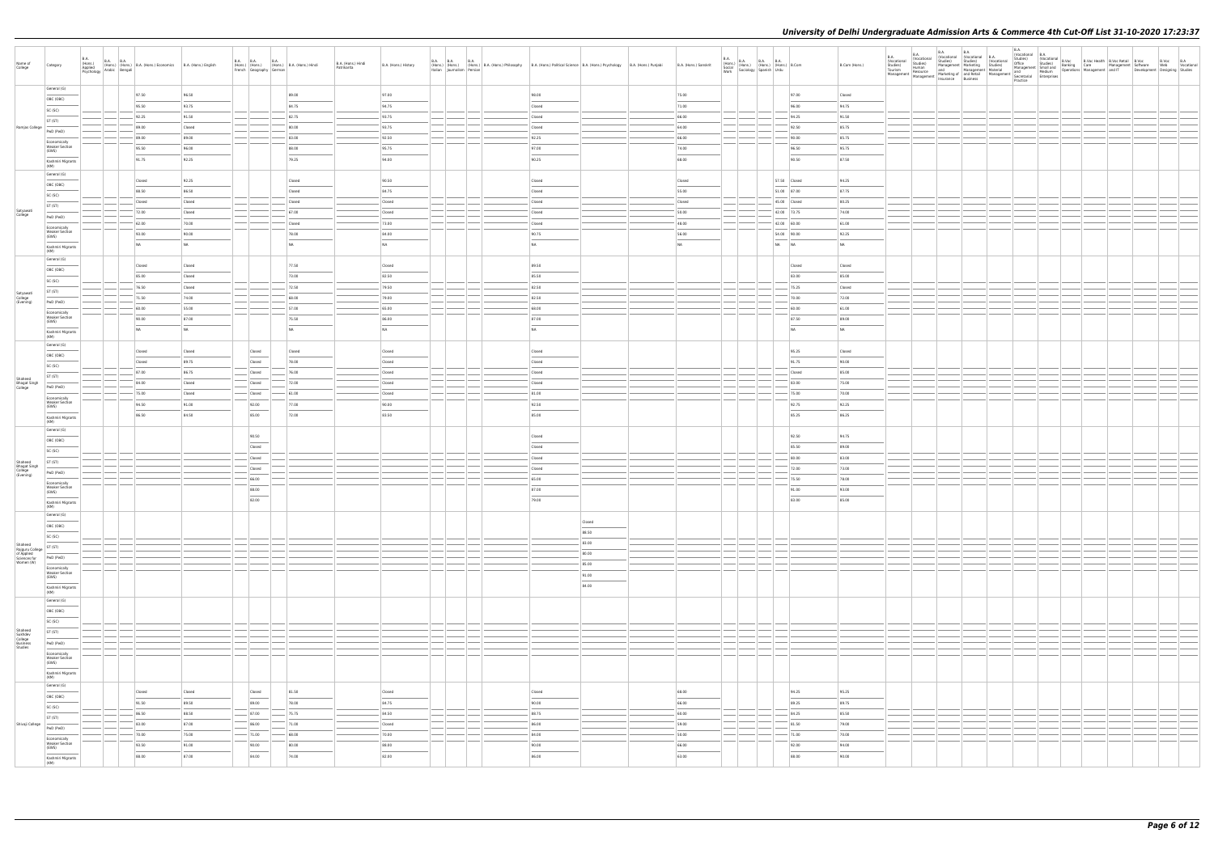| Name of College | Category | B.A. (Hons.) Applied Psychology | B.A. (Hons.) Arabic | B.A. (Hons.) Bengali | B.A. (Hons.) Economics | B.A. (Hons.) English | B.A. (Hons.) French | B.A. (Hons.) Geography | B.A. (Hons.) German | B.A. (Hons.) Hindi | B.A. (Hons.) Hindi Patrikarita | B.A. (Hons.) History | B.A. (Hons.) Italian | B.A. (Hons.) Journalism | B.A. (Hons.) Persian | B.A. (Hons.) Philosophy | B.A. (Hons.) Political Science | B.A. (Hons.) Psychology | B.A. (Hons.) Punjabi | B.A. (Hons.) Sanskrit | B.A. (Hons.) Social Work | B.A. (Hons.) Sociology | B.A. (Hons.) Spanish | B.A. (Hons.) Urdu | B.Com | B.Com (Hons.) | B.A. (Vocational Studies) Tourism Management | B.A. (Vocational Studies) Human Resource Management | B.A. (Vocational Studies) Management and Marketing of Insurance | B.A. (Vocational Studies) Marketing Management and Retail Business | B.A. (Vocational Studies) Material Management | B.A. (Vocational Studies) Office Management and Secretarial Practice | B.A. (Vocational Studies) Small and Medium Enterprises | B.Voc Banking Operations | B.Voc Health Care | B.Voc Retail Management and IT | B.Voc Software Development | B.Voc Web Designing | B.A Vocational Studies |
|---|---|---|---|---|---|---|---|---|---|---|---|---|---|---|---|---|---|---|---|---|---|---|---|---|---|---|---|---|---|---|---|---|---|---|---|---|---|---|---|
| Ramjas College | General (G) | | | | 97.50 | 96.50 | | | | 89.00 | | 97.00 | | | | | 98.00 | | | 75.00 | | | | | 97.00 | Closed | | | | | | | | | | | | | |
| | OBC (OBC) | | | | 95.50 | 93.75 | | | | 84.75 | | 94.75 | | | | | Closed | | | 71.00 | | | | | 96.00 | 94.75 | | | | | | | | | | | | | |
| | SC (SC) | | | | 92.25 | 91.50 | | | | 82.75 | | 93.75 | | | | | Closed | | | 66.00 | | | | | 94.25 | 91.50 | | | | | | | | | | | | | |
| | ST (ST) | | | | 89.00 | Closed | | | | 80.00 | | 93.75 | | | | | Closed | | | 64.00 | | | | | 92.50 | 85.75 | | | | | | | | | | | | | |
| | PwD (PwD) | | | | 89.00 | 89.00 | | | | 83.00 | | 92.50 | | | | | 92.25 | | | 66.00 | | | | | 90.00 | 85.75 | | | | | | | | | | | | | |
| | Economically Weaker Section (EWS) | | | | 95.50 | 96.00 | | | | 88.00 | | 95.75 | | | | | 97.00 | | | 74.00 | | | | | 96.50 | 95.75 | | | | | | | | | | | | | |
| | Kashmiri Migrants (KM) | | | | 91.75 | 92.25 | | | | 79.25 | | 94.00 | | | | | 90.25 | | | 68.00 | | | | | 90.50 | 87.50 | | | | | | | | | | | | | |
| Satyawati College | General (G) | | | | Closed | 92.25 | | | | Closed | | 90.50 | | | | | Closed | | | Closed | | | | 57.50 | Closed | 94.25 | | | | | | | | | | | | | |
| | OBC (OBC) | | | | 88.50 | 86.50 | | | | Closed | | 84.75 | | | | | Closed | | | 55.00 | | | | 51.00 | 87.00 | 87.75 | | | | | | | | | | | | | |
| | SC (SC) | | | | Closed | Closed | | | | Closed | | Closed | | | | | Closed | | | Closed | | | | 45.00 | Closed | 80.25 | | | | | | | | | | | | | |
| | ST (ST) | | | | 72.00 | Closed | | | | 67.00 | | Closed | | | | | Closed | | | 50.00 | | | | 42.00 | 73.75 | 74.00 | | | | | | | | | | | | | |
| | PwD (PwD) | | | | 62.00 | 70.00 | | | | Closed | | 73.00 | | | | | Closed | | | 48.00 | | | | 42.00 | 60.00 | 61.00 | | | | | | | | | | | | | |
| | Economically Weaker Section (EWS) | | | | 93.00 | 90.00 | | | | 78.00 | | 84.00 | | | | | 90.75 | | | 56.00 | | | | 54.00 | 90.00 | 92.25 | | | | | | | | | | | | | |
| | Kashmiri Migrants (KM) | | | | NA | NA | | | | NA | | NA | | | | | NA | | | NA | | | | NA | NA | NA | | | | | | | | | | | | | |
| Satyawati College (Evening) | General (G) | | | | Closed | Closed | | | | 77.50 | | Closed | | | | | 89.50 | | | | | | | | Closed | Closed | | | | | | | | | | | | | |
| | OBC (OBC) | | | | 85.00 | Closed | | | | 73.00 | | 82.50 | | | | | 85.50 | | | | | | | | 83.00 | 85.00 | | | | | | | | | | | | | |
| | SC (SC) | | | | 76.50 | Closed | | | | 72.50 | | 79.50 | | | | | 82.50 | | | | | | | | 75.25 | Closed | | | | | | | | | | | | | |
| | ST (ST) | | | | 71.50 | 74.00 | | | | 68.00 | | 79.00 | | | | | 82.50 | | | | | | | | 70.00 | 72.00 | | | | | | | | | | | | | |
| | PwD (PwD) | | | | 60.00 | 55.00 | | | | 57.00 | | 65.00 | | | | | 60.00 | | | | | | | | 60.00 | 61.00 | | | | | | | | | | | | | |
| | Economically Weaker Section (EWS) | | | | 90.00 | 87.00 | | | | 75.50 | | 86.00 | | | | | 87.00 | | | | | | | | 87.50 | 89.00 | | | | | | | | | | | | | |
| | Kashmiri Migrants (KM) | | | | NA | NA | | | | NA | | NA | | | | | NA | | | | | | | | NA | NA | | | | | | | | | | | | | |
| Shaheed Bhagat Singh College | General (G) | | | | Closed | Closed | | Closed | | Closed | | Closed | | | | | Closed | | | | | | | | 95.25 | Closed | | | | | | | | | | | | | |
| | OBC (OBC) | | | | Closed | 89.75 | | Closed | | 78.00 | | Closed | | | | | Closed | | | | | | | | 91.75 | 90.00 | | | | | | | | | | | | | |
| | SC (SC) | | | | 87.00 | 86.75 | | Closed | | 76.00 | | Closed | | | | | Closed | | | | | | | | Closed | 85.00 | | | | | | | | | | | | | |
| | ST (ST) | | | | 84.00 | Closed | | Closed | | 72.00 | | Closed | | | | | Closed | | | | | | | | 83.00 | 75.00 | | | | | | | | | | | | | |
| | PwD (PwD) | | | | 75.00 | Closed | | Closed | | 61.00 | | Closed | | | | | 81.00 | | | | | | | | 75.00 | 70.00 | | | | | | | | | | | | | |
| | Economically Weaker Section (EWS) | | | | 94.50 | 91.00 | | 92.00 | | 77.00 | | 90.00 | | | | | 92.50 | | | | | | | | 92.75 | 92.25 | | | | | | | | | | | | | |
| | Kashmiri Migrants (KM) | | | | 86.50 | 84.50 | | 85.00 | | 72.00 | | 83.50 | | | | | 85.00 | | | | | | | | 85.25 | 86.25 | | | | | | | | | | | | | |
| Shaheed Bhagat Singh College (Evening) | General (G) | | | | | | | 90.50 | | | | | | | | | Closed | | | | | | | | 92.50 | 94.75 | | | | | | | | | | | | | |
| | OBC (OBC) | | | | | | | Closed | | | | | | | | | Closed | | | | | | | | 85.50 | 89.00 | | | | | | | | | | | | | |
| | SC (SC) | | | | | | | Closed | | | | | | | | | Closed | | | | | | | | 80.00 | 83.00 | | | | | | | | | | | | | |
| | ST (ST) | | | | | | | Closed | | | | | | | | | Closed | | | | | | | | 72.00 | 73.00 | | | | | | | | | | | | | |
| | PwD (PwD) | | | | | | | 66.00 | | | | | | | | | 65.00 | | | | | | | | 75.50 | 78.00 | | | | | | | | | | | | | |
| | Economically Weaker Section (EWS) | | | | | | | 88.00 | | | | | | | | | 87.00 | | | | | | | | 91.00 | 93.00 | | | | | | | | | | | | | |
| | Kashmiri Migrants (KM) | | | | | | | 82.00 | | | | | | | | | 79.00 | | | | | | | | 83.00 | 85.00 | | | | | | | | | | | | | |
| Shaheed Rajguru College of Applied Sciences for Women (W) | General (G) | | | | | | | | | | | | | | | | | Closed | | | | | | | | | | | | | | | | | | | | | |
| | OBC (OBC) | | | | | | | | | | | | | | | | | 88.50 | | | | | | | | | | | | | | | | | | | | | |
| | SC (SC) | | | | | | | | | | | | | | | | | 83.00 | | | | | | | | | | | | | | | | | | | | | |
| | ST (ST) | | | | | | | | | | | | | | | | | 80.00 | | | | | | | | | | | | | | | | | | | | | |
| | PwD (PwD) | | | | | | | | | | | | | | | | | 85.00 | | | | | | | | | | | | | | | | | | | | | |
| | Economically Weaker Section (EWS) | | | | | | | | | | | | | | | | | 91.00 | | | | | | | | | | | | | | | | | | | | | |
| | Kashmiri Migrants (KM) | | | | | | | | | | | | | | | | | 84.00 | | | | | | | | | | | | | | | | | | | | | |
| Shaheed Sukhdev College Business Studies | General (G) | | | | | | | | | | | | | | | | | | | | | | | | | | | | | | | | | | | | | | |
| | OBC (OBC) | | | | | | | | | | | | | | | | | | | | | | | | | | | | | | | | | | | | | | |
| | SC (SC) | | | | | | | | | | | | | | | | | | | | | | | | | | | | | | | | | | | | | | |
| | ST (ST) | | | | | | | | | | | | | | | | | | | | | | | | | | | | | | | | | | | | | | |
| | PwD (PwD) | | | | | | | | | | | | | | | | | | | | | | | | | | | | | | | | | | | | | | |
| | Economically Weaker Section (EWS) | | | | | | | | | | | | | | | | | | | | | | | | | | | | | | | | | | | | | | |
| | Kashmiri Migrants (KM) | | | | | | | | | | | | | | | | | | | | | | | | | | | | | | | | | | | | | | |
| Shivaji College | General (G) | | | | Closed | Closed | | Closed | | 81.50 | | Closed | | | | | Closed | | | 68.00 | | | | | 94.25 | 95.25 | | | | | | | | | | | | | |
| | OBC (OBC) | | | | 91.50 | 89.50 | | 89.00 | | 79.00 | | 84.75 | | | | | 90.00 | | | 66.00 | | | | | 89.25 | 89.75 | | | | | | | | | | | | | |
| | SC (SC) | | | | 86.50 | 88.50 | | 87.00 | | 75.75 | | 84.50 | | | | | 88.75 | | | 60.00 | | | | | 84.25 | 85.50 | | | | | | | | | | | | | |
| | ST (ST) | | | | 83.00 | 87.00 | | 86.00 | | 71.00 | | Closed | | | | | 86.00 | | | 59.00 | | | | | 81.50 | 79.00 | | | | | | | | | | | | | |
| | PwD (PwD) | | | | 70.00 | 75.00 | | 71.00 | | 60.00 | | 70.00 | | | | | 84.00 | | | 58.00 | | | | | 71.00 | 70.00 | | | | | | | | | | | | | |
| | Economically Weaker Section (EWS) | | | | 93.50 | 91.00 | | 90.00 | | 80.00 | | 88.00 | | | | | 90.00 | | | 66.00 | | | | | 92.00 | 94.00 | | | | | | | | | | | | | |
| | Kashmiri Migrants (KM) | | | | 88.00 | 87.00 | | 84.00 | | 74.00 | | 82.00 | | | | | 86.00 | | | 63.00 | | | | | 88.00 | 90.00 | | | | | | | | | | | | | |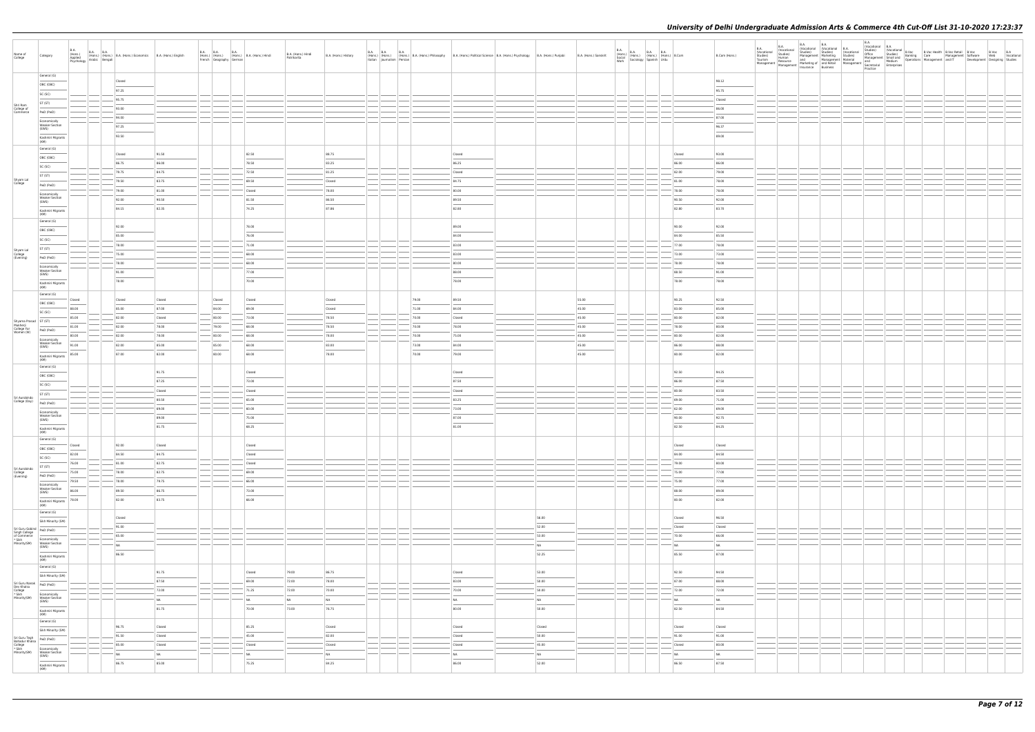# University of Delhi Undergraduate Admission Arts & Commerce 4th Cut-Off List 31-10-2020 17:23:37

| Name of College | Category | B.A. (Hons.) Applied Psychology | B.A. (Hons.) Arabic | B.A. (Hons.) Bengali | B.A. (Hons.) Economics | B.A. (Hons.) English | B.A. (Hons.) French | B.A. (Hons.) Geography | B.A. (Hons.) German | B.A. (Hons.) Hindi | B.A. (Hons.) Hindi Patrikarita | B.A. (Hons.) History | B.A. (Hons.) Italian | B.A. (Hons.) Journalism | B.A. (Hons.) Persian | B.A. (Hons.) Philosophy | B.A. (Hons.) Political Science | B.A. (Hons.) Psychology | B.A. (Hons.) Punjabi | B.A. (Hons.) Sanskrit | B.A. (Hons.) Social Work | B.A. (Hons.) Sociology | B.A. (Hons.) Spanish | B.A. (Hons.) Urdu | B.Com | B.Com (Hons.) | B.A. (Vocational Studies) Tourism Management | B.A. (Vocational Studies) Human Resource Management | B.A. (Vocational Studies) Management and Marketing of Insurance | B.A. (Vocational Studies) Marketing Management and Retail Business | B.A. (Vocational Studies) Material Management | B.A. (Vocational Studies) Office Management and Secretarial Practice | B.A. (Vocational Studies) Small and Medium Enterprises | B.Voc Banking Operations | B.Voc Health Care Management | B.Voc Retail Management and IT | B.Voc Software Development | B.Voc Web Designing | B.A Vocational Studies |
|---|---|---|---|---|---|---|---|---|---|---|---|---|---|---|---|---|---|---|---|---|---|---|---|---|---|---|---|---|---|---|---|---|---|---|---|---|---|---|---|
| Shri Ram College of Commerce | General (G) | | | | Closed | | | | | | | | | | | | | | | | | | | | | 98.12 | | | | | | | | | | | | | |
| | OBC (OBC) | | | | 97.25 | | | | | | | | | | | | | | | | | | | | | 95.75 | | | | | | | | | | | | | |
| | SC (SC) | | | | 95.75 | | | | | | | | | | | | | | | | | | | | | Closed | | | | | | | | | | | | | |
| | ST (ST) | | | | 93.00 | | | | | | | | | | | | | | | | | | | | | 86.00 | | | | | | | | | | | | | |
| | PwD (PwD) | | | | 94.00 | | | | | | | | | | | | | | | | | | | | | 87.00 | | | | | | | | | | | | | |
| | Economically Weaker Section (EWS) | | | | 97.25 | | | | | | | | | | | | | | | | | | | | | 96.37 | | | | | | | | | | | | | |
| | Kashmiri Migrants (KM) | | | | 93.50 | | | | | | | | | | | | | | | | | | | | | 89.00 | | | | | | | | | | | | | |
| Shyam Lal College | General (G) | | | | Closed | 91.50 | | | | 82.50 | | 88.75 | | | | | Closed | | | | | | | | Closed | 93.00 | | | | | | | | | | | | | |
| | OBC (OBC) | | | | 86.75 | 86.00 | | | | 78.50 | | 83.25 | | | | | 86.25 | | | | | | | | 86.00 | 86.00 | | | | | | | | | | | | | |
| | SC (SC) | | | | 79.75 | 84.75 | | | | 72.50 | | 81.25 | | | | | Closed | | | | | | | | 82.00 | 79.00 | | | | | | | | | | | | | |
| | ST (ST) | | | | 79.50 | 83.75 | | | | 69.50 | | Closed | | | | | 84.75 | | | | | | | | 81.00 | 78.00 | | | | | | | | | | | | | |
| | PwD (PwD) | | | | 79.00 | 81.00 | | | | Closed | | 78.00 | | | | | 80.00 | | | | | | | | 78.00 | 78.00 | | | | | | | | | | | | | |
| | Economically Weaker Section (EWS) | | | | 92.00 | 90.50 | | | | 81.50 | | 86.50 | | | | | 89.50 | | | | | | | | 90.50 | 92.00 | | | | | | | | | | | | | |
| | Kashmiri Migrants (KM) | | | | 84.15 | 92.35 | | | | 74.25 | | 87.86 | | | | | 82.80 | | | | | | | | 82.80 | 83.70 | | | | | | | | | | | | | |
| Shyam Lal College (Evening) | General (G) | | | | 92.00 | | | | | 78.00 | | | | | | | 89.00 | | | | | | | | 90.00 | 92.00 | | | | | | | | | | | | | |
| | OBC (OBC) | | | | 85.00 | | | | | 76.00 | | | | | | | 84.00 | | | | | | | | 84.00 | 85.50 | | | | | | | | | | | | | |
| | SC (SC) | | | | 78.00 | | | | | 71.00 | | | | | | | 83.00 | | | | | | | | 77.00 | 78.00 | | | | | | | | | | | | | |
| | ST (ST) | | | | 75.00 | | | | | 68.00 | | | | | | | 83.00 | | | | | | | | 73.00 | 73.00 | | | | | | | | | | | | | |
| | PwD (PwD) | | | | 78.00 | | | | | 68.00 | | | | | | | 80.00 | | | | | | | | 78.00 | 78.00 | | | | | | | | | | | | | |
| | Economically Weaker Section (EWS) | | | | 91.00 | | | | | 77.00 | | | | | | | 88.00 | | | | | | | | 88.50 | 91.00 | | | | | | | | | | | | | |
| | Kashmiri Migrants (KM) | | | | 78.00 | | | | | 70.00 | | | | | | | 78.00 | | | | | | | | 78.00 | 78.00 | | | | | | | | | | | | | |
| Shyama Prasad Mukherji College For Women (W) | General (G) | Closed | | | Closed | Closed | | Closed | | Closed | | Closed | | | | 79.00 | 89.50 | | | 55.00 | | | | | 90.25 | 92.50 | | | | | | | | | | | | | |
| | OBC (OBC) | 88.00 | | | 85.00 | 87.00 | | 84.00 | | 69.00 | | Closed | | | | 71.00 | 84.00 | | | 45.00 | | | | | 83.00 | 85.00 | | | | | | | | | | | | | |
| | SC (SC) | 85.00 | | | 82.00 | Closed | | 80.00 | | 73.00 | | 78.50 | | | | 70.00 | Closed | | | 45.00 | | | | | 80.00 | 82.00 | | | | | | | | | | | | | |
| | ST (ST) | 81.00 | | | 82.00 | 79.00 | | 79.00 | | 69.00 | | 78.50 | | | | 70.00 | 79.00 | | | 45.00 | | | | | 78.00 | 80.00 | | | | | | | | | | | | | |
| | PwD (PwD) | 80.00 | | | 82.00 | 78.00 | | 80.00 | | 69.00 | | 78.00 | | | | 70.00 | 75.00 | | | 45.00 | | | | | 80.00 | 82.00 | | | | | | | | | | | | | |
| | Economically Weaker Section (EWS) | 91.00 | | | 82.00 | 85.00 | | 85.00 | | 69.00 | | 83.00 | | | | 73.00 | 84.00 | | | 45.00 | | | | | 86.00 | 88.00 | | | | | | | | | | | | | |
| | Kashmiri Migrants (KM) | 85.00 | | | 87.00 | 82.00 | | 80.00 | | 69.00 | | 78.00 | | | | 70.00 | 79.00 | | | 45.00 | | | | | 80.00 | 82.00 | | | | | | | | | | | | | |
| Sri Aurobindo College (Day) | General (G) | | | | | 91.75 | | | | Closed | | | | | | | Closed | | | | | | | | 92.50 | 94.25 | | | | | | | | | | | | | |
| | OBC (OBC) | | | | | 87.25 | | | | 73.00 | | | | | | | 87.50 | | | | | | | | 86.00 | 87.50 | | | | | | | | | | | | | |
| | SC (SC) | | | | | Closed | | | | Closed | | | | | | | Closed | | | | | | | | 80.00 | 83.50 | | | | | | | | | | | | | |
| | ST (ST) | | | | | 80.50 | | | | 65.00 | | | | | | | 83.25 | | | | | | | | 69.00 | 71.00 | | | | | | | | | | | | | |
| | PwD (PwD) | | | | | 69.00 | | | | 60.00 | | | | | | | 73.00 | | | | | | | | 62.00 | 69.00 | | | | | | | | | | | | | |
| | Economically Weaker Section (EWS) | | | | | 89.00 | | | | 75.00 | | | | | | | 87.00 | | | | | | | | 90.00 | 92.75 | | | | | | | | | | | | | |
| | Kashmiri Migrants (KM) | | | | | 81.75 | | | | 68.25 | | | | | | | 81.00 | | | | | | | | 82.50 | 84.25 | | | | | | | | | | | | | |
| Sri Aurobindo College (Evening) | General (G) | Closed | | | 92.00 | Closed | | | | Closed | | | | | | | | | | | | | | | Closed | Closed | | | | | | | | | | | | | |
| | OBC (OBC) | 82.00 | | | 89.50 | 84.75 | | | | Closed | | | | | | | | | | | | | | | 84.00 | 84.50 | | | | | | | | | | | | | |
| | SC (SC) | 76.00 | | | 81.00 | 82.75 | | | | Closed | | | | | | | | | | | | | | | 79.00 | 80.00 | | | | | | | | | | | | | |
| | ST (ST) | 75.00 | | | 78.00 | 82.75 | | | | 69.00 | | | | | | | | | | | | | | | 75.00 | 77.00 | | | | | | | | | | | | | |
| | PwD (PwD) | 79.50 | | | 78.00 | 79.75 | | | | 66.00 | | | | | | | | | | | | | | | 75.00 | 77.00 | | | | | | | | | | | | | |
| | Economically Weaker Section (EWS) | 86.00 | | | 89.50 | 86.75 | | | | 73.00 | | | | | | | | | | | | | | | 88.00 | 89.00 | | | | | | | | | | | | | |
| | Kashmiri Migrants (KM) | 78.00 | | | 82.00 | 83.75 | | | | 66.00 | | | | | | | | | | | | | | | 80.00 | 82.00 | | | | | | | | | | | | | |
| Sri Guru Gobind Singh College of Commerce * Sikh Minority(SM) | General (G) | | | | Closed | | | | | | | | | | | | | | 56.00 | | | | | | Closed | 96.50 | | | | | | | | | | | | | |
| | Sikh Minority (SM) | | | | 91.00 | | | | | | | | | | | | | | 52.00 | | | | | | Closed | Closed | | | | | | | | | | | | | |
| | PwD (PwD) | | | | 65.00 | | | | | | | | | | | | | | 53.00 | | | | | | 70.00 | 66.00 | | | | | | | | | | | | | |
| | Economically Weaker Section (EWS) | | | | NA | | | | | | | | | | | | | | NA | | | | | | NA | NA | | | | | | | | | | | | | |
| | Kashmiri Migrants (KM) | | | | 86.50 | | | | | | | | | | | | | | 52.25 | | | | | | 85.50 | 87.00 | | | | | | | | | | | | | |
| Sri Guru Nanak Dev Khalsa College * Sikh Minority(SM) | General (G) | | | | | 91.75 | | | | Closed | 79.00 | 86.75 | | | | | Closed | | 53.00 | | | | | | 92.50 | 94.50 | | | | | | | | | | | | | |
| | Sikh Minority (SM) | | | | | 87.50 | | | | 69.00 | 72.00 | 76.00 | | | | | 83.00 | | 50.00 | | | | | | 87.00 | 88.00 | | | | | | | | | | | | | |
| | PwD (PwD) | | | | | 72.00 | | | | 71.25 | 72.00 | 70.00 | | | | | 70.00 | | 50.00 | | | | | | 72.00 | 72.00 | | | | | | | | | | | | | |
| | Economically Weaker Section (EWS) | | | | | NA | | | | NA | NA | NA | | | | | NA | | NA | | | | | | NA | NA | | | | | | | | | | | | | |
| | Kashmiri Migrants (KM) | | | | | 81.75 | | | | 70.00 | 73.00 | 76.75 | | | | | 80.00 | | 50.00 | | | | | | 82.50 | 84.50 | | | | | | | | | | | | | |
| Sri Guru Tegh Bahadur Khalsa College * Sikh Minority(SM) | General (G) | | | | 96.75 | Closed | | | | 85.25 | | Closed | | | | | Closed | | Closed | | | | | | Closed | Closed | | | | | | | | | | | | | |
| | Sikh Minority (SM) | | | | 91.50 | Closed | | | | 85.00 | | 82.00 | | | | | Closed | | 58.00 | | | | | | 91.00 | 91.00 | | | | | | | | | | | | | |
| | PwD (PwD) | | | | 85.00 | Closed | | | | Closed | | Closed | | | | | Closed | | 45.00 | | | | | | Closed | 89.00 | | | | | | | | | | | | | |
| | Economically Weaker Section (EWS) | | | | NA | NA | | | | NA | | NA | | | | | NA | | NA | | | | | | NA | NA | | | | | | | | | | | | | |
| | Kashmiri Migrants (KM) | | | | 86.75 | 85.00 | | | | 75.25 | | 84.25 | | | | | 86.00 | | 52.00 | | | | | | 86.50 | 87.50 | | | | | | | | | | | | | |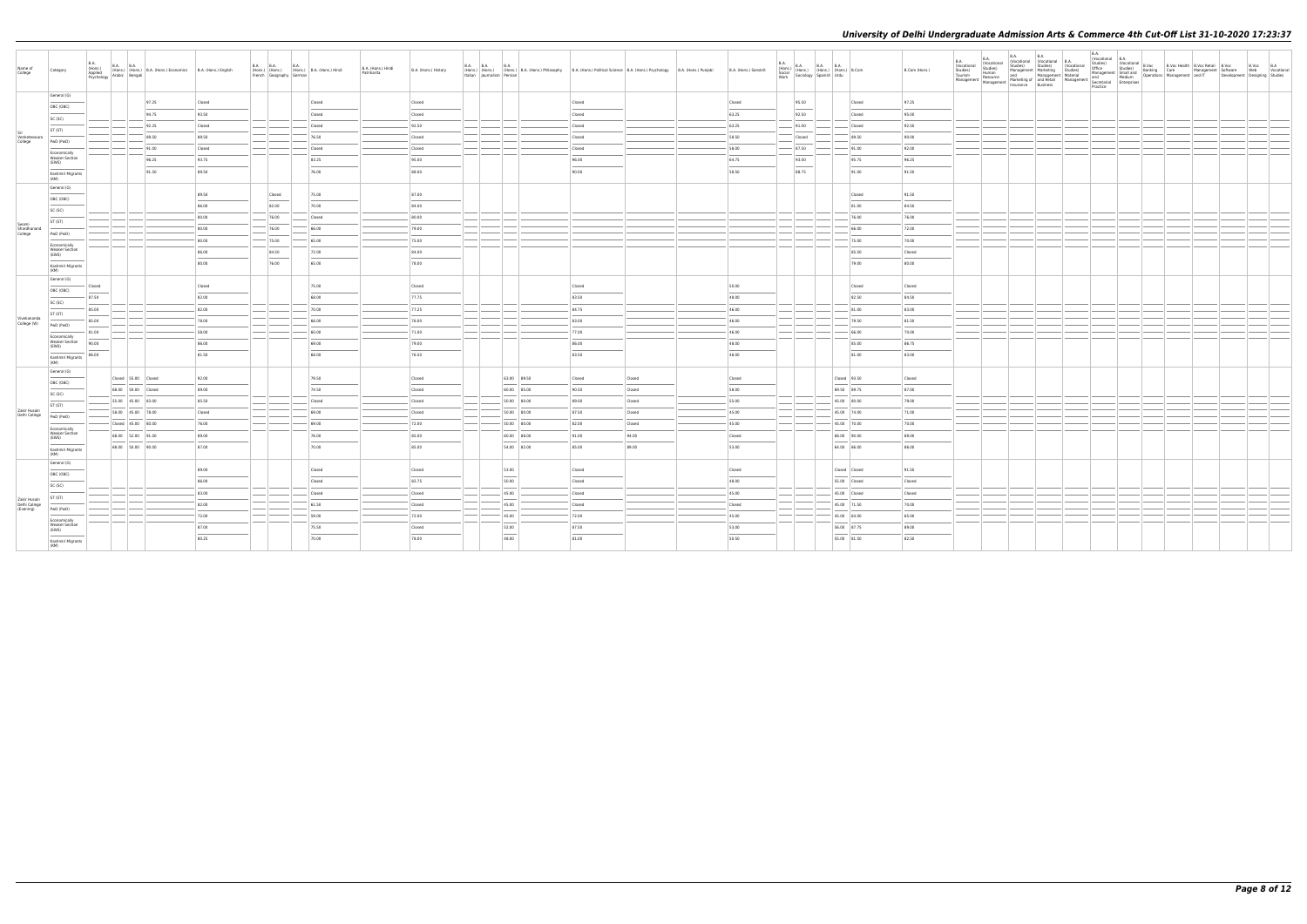# University of Delhi Undergraduate Admission Arts & Commerce 4th Cut-Off List 31-10-2020 17:23:37

| Name of College | Category | B.A. (Hons.) Applied Psychology | B.A. (Hons.) Arabic | B.A. (Hons.) Bengali | B.A. (Hons.) Economics | B.A. (Hons.) English | B.A. (Hons.) French | B.A. (Hons.) Geography | B.A. (Hons.) German | B.A. (Hons.) Hindi | B.A. (Hons.) Hindi Patrikarita | B.A. (Hons.) History | B.A. (Hons.) Italian | B.A. (Hons.) Journalism | B.A. (Hons.) Persian | B.A. (Hons.) Philosophy | B.A. (Hons.) Political Science | B.A. (Hons.) Psychology | B.A. (Hons.) Punjabi | B.A. (Hons.) Sanskrit | B.A. (Hons.) Social Work | B.A. (Hons.) Sociology | B.A. (Hons.) Spanish | B.A. (Hons.) Urdu | B.Com | B.Com (Hons.) | B.A. (Vocational Studies) Tourism Management | B.A. (Vocational Studies) Human Resource Management | B.A. (Vocational Studies) Management and Marketing of Insurance | B.A. (Vocational Studies) Marketing Management and Retail Business | B.A. (Vocational Studies) Material Management | B.A. (Vocational Studies) Office Management and Secretarial Practice | B.A. (Vocational Studies) Small and Medium Enterprises | B.Voc Banking Operations | B.Voc Health Care Management | B.Voc Retail Management and IT | B.Voc Software Development | B.Voc Web Designing | B.A Vocational Studies |
|---|---|---|---|---|---|---|---|---|---|---|---|---|---|---|---|---|---|---|---|---|---|---|---|---|---|---|---|---|---|---|---|---|---|---|---|---|---|---|---|
| Sri Venkateswara College | General (G) | | | | 97.25 | Closed | | | | Closed | | Closed | | | | | Closed | | | Closed | | 95.50 | | | Closed | 97.25 | | | | | | | | | | | | | |
| | OBC (OBC) | | | | 94.75 | 93.50 | | | | Closed | | Closed | | | | | Closed | | | 63.25 | | 92.50 | | | Closed | 95.00 | | | | | | | | | | | | | |
| | SC (SC) | | | | 92.25 | Closed | | | | Closed | | 92.50 | | | | | Closed | | | 63.25 | | 91.00 | | | Closed | 92.50 | | | | | | | | | | | | | |
| | ST (ST) | | | | 89.50 | 89.50 | | | | 76.50 | | Closed | | | | | Closed | | | 59.50 | | Closed | | | 89.50 | 90.00 | | | | | | | | | | | | | |
| | PwD (PwD) | | | | 95.00 | Closed | | | | Closed | | Closed | | | | | Closed | | | 58.00 | | 87.50 | | | 91.00 | 92.00 | | | | | | | | | | | | | |
| | Economically Weaker Section (EWS) | | | | 96.25 | 93.75 | | | | 83.25 | | 95.00 | | | | | 96.00 | | | 64.75 | | 93.00 | | | 95.75 | 96.25 | | | | | | | | | | | | | |
| | Kashmiri Migrants (KM) | | | | 91.50 | 89.50 | | | | 76.00 | | 88.00 | | | | | 90.00 | | | 58.50 | | 88.75 | | | 91.00 | 91.50 | | | | | | | | | | | | | |
| Swami Shardhanand College | General (G) | | | | | 89.50 | | Closed | | 75.00 | | 87.00 | | | | | | | | | | | | | Closed | 91.50 | | | | | | | | | | | | | |
| | OBC (OBC) | | | | | 86.00 | | 82.00 | | 70.00 | | 84.00 | | | | | | | | | | | | | 81.00 | 84.50 | | | | | | | | | | | | | |
| | SC (SC) | | | | | 80.00 | | 76.00 | | Closed | | 80.00 | | | | | | | | | | | | | 76.00 | 76.00 | | | | | | | | | | | | | |
| | ST (ST) | | | | | 80.00 | | 76.00 | | 66.00 | | 79.00 | | | | | | | | | | | | | 66.00 | 72.00 | | | | | | | | | | | | | |
| | PwD (PwD) | | | | | 80.00 | | 75.00 | | 65.00 | | 75.00 | | | | | | | | | | | | | 75.00 | 70.00 | | | | | | | | | | | | | |
| | Economically Weaker Section (EWS) | | | | | 86.00 | | 84.50 | | 72.00 | | 84.00 | | | | | | | | | | | | | 85.50 | Closed | | | | | | | | | | | | | |
| | Kashmiri Migrants (KM) | | | | | 80.00 | | 76.00 | | 65.00 | | 78.00 | | | | | | | | | | | | | 79.00 | 80.00 | | | | | | | | | | | | | |
| Vivekananda College (W) | General (G) | Closed | | | | Closed | | | | 75.00 | | Closed | | | | | Closed | | | 50.00 | | | | | Closed | Closed | | | | | | | | | | | | | |
| | OBC (OBC) | 87.50 | | | | 82.00 | | | | 68.00 | | 77.75 | | | | | 83.50 | | | 48.00 | | | | | 82.50 | 84.50 | | | | | | | | | | | | | |
| | SC (SC) | 85.00 | | | | 82.00 | | | | 70.00 | | 77.25 | | | | | 84.75 | | | 46.00 | | | | | 81.00 | 83.00 | | | | | | | | | | | | | |
| | ST (ST) | 85.00 | | | | 78.00 | | | | 66.00 | | 76.00 | | | | | 83.00 | | | 46.00 | | | | | 79.50 | 81.50 | | | | | | | | | | | | | |
| | PwD (PwD) | 81.00 | | | | 58.00 | | | | 60.00 | | 71.00 | | | | | 77.00 | | | 36.00 | | | | | 66.00 | 70.00 | | | | | | | | | | | | | |
| | Economically Weaker Section (EWS) | 90.00 | | | | 86.00 | | | | 69.00 | | 79.00 | | | | | 86.00 | | | 48.00 | | | | | 85.00 | 86.75 | | | | | | | | | | | | | |
| | Kashmiri Migrants (KM) | 86.00 | | | | 81.50 | | | | 68.00 | | 76.50 | | | | | 83.50 | | | 48.00 | | | | | 81.00 | 83.00 | | | | | | | | | | | | | |
| Zakir Husain Delhi College | General (G) | | Closed | 55.00 | Closed | 92.00 | | | | 79.50 | | Closed | | | 63.00 | 89.50 | Closed | Closed | | Closed | | | | Closed | 93.50 | Closed | | | | | | | | | | | | | |
| | OBC (OBC) | | 60.00 | 50.00 | Closed | 89.00 | | | | 74.50 | | Closed | | | 60.00 | 85.00 | 90.50 | Closed | | 58.00 | | | | 69.50 | 89.75 | 87.00 | | | | | | | | | | | | | |
| | SC (SC) | | 55.00 | 45.00 | 83.00 | 85.50 | | | | Closed | | Closed | | | 50.00 | 80.00 | 89.00 | Closed | | 55.00 | | | | 45.00 | 80.00 | 79.00 | | | | | | | | | | | | | |
| | ST (ST) | | 56.00 | 45.00 | 78.00 | Closed | | | | 69.00 | | Closed | | | 50.00 | 80.00 | 87.50 | Closed | | 45.00 | | | | 45.00 | 74.00 | 71.00 | | | | | | | | | | | | | |
| | PwD (PwD) | | Closed | 45.00 | 80.00 | 76.00 | | | | 69.00 | | 72.00 | | | 50.00 | 80.00 | 82.00 | Closed | | 45.00 | | | | 45.00 | 70.00 | 70.00 | | | | | | | | | | | | | |
| | Economically Weaker Section (EWS) | | 60.00 | 52.00 | 95.00 | 89.00 | | | | 76.00 | | 85.00 | | | 60.00 | 88.00 | 91.00 | 94.00 | | Closed | | | | 68.00 | 90.00 | 89.00 | | | | | | | | | | | | | |
| | Kashmiri Migrants (KM) | | 60.00 | 50.00 | 90.00 | 87.00 | | | | 70.00 | | 85.00 | | | 54.00 | 82.00 | 85.00 | 89.00 | | 53.00 | | | | 64.00 | 86.00 | 86.00 | | | | | | | | | | | | | |
| Zakir Husain Delhi College (Evening) | General (G) | | | | | 89.00 | | | | Closed | | Closed | | | 53.00 | | Closed | | | Closed | | | | Closed | Closed | 91.50 | | | | | | | | | | | | | |
| | OBC (OBC) | | | | | 86.00 | | | | Closed | | 82.75 | | | 50.00 | | Closed | | | 48.00 | | | | 55.00 | Closed | Closed | | | | | | | | | | | | | |
| | SC (SC) | | | | | 83.00 | | | | Closed | | Closed | | | 45.00 | | Closed | | | 45.00 | | | | 45.00 | Closed | Closed | | | | | | | | | | | | | |
| | ST (ST) | | | | | 82.00 | | | | 61.50 | | Closed | | | 45.00 | | Closed | | | Closed | | | | 45.00 | 71.50 | 70.00 | | | | | | | | | | | | | |
| | PwD (PwD) | | | | | 72.00 | | | | 59.00 | | 72.00 | | | 45.00 | | 72.00 | | | 45.00 | | | | 45.00 | 64.00 | 65.00 | | | | | | | | | | | | | |
| | Economically Weaker Section (EWS) | | | | | 87.00 | | | | 75.50 | | Closed | | | 52.00 | | 87.50 | | | 53.00 | | | | 56.00 | 87.75 | 89.00 | | | | | | | | | | | | | |
| | Kashmiri Migrants (KM) | | | | | 83.25 | | | | 70.00 | | 76.00 | | | 48.00 | | 81.00 | | | 50.50 | | | | 55.00 | 81.50 | 82.50 | | | | | | | | | | | | | |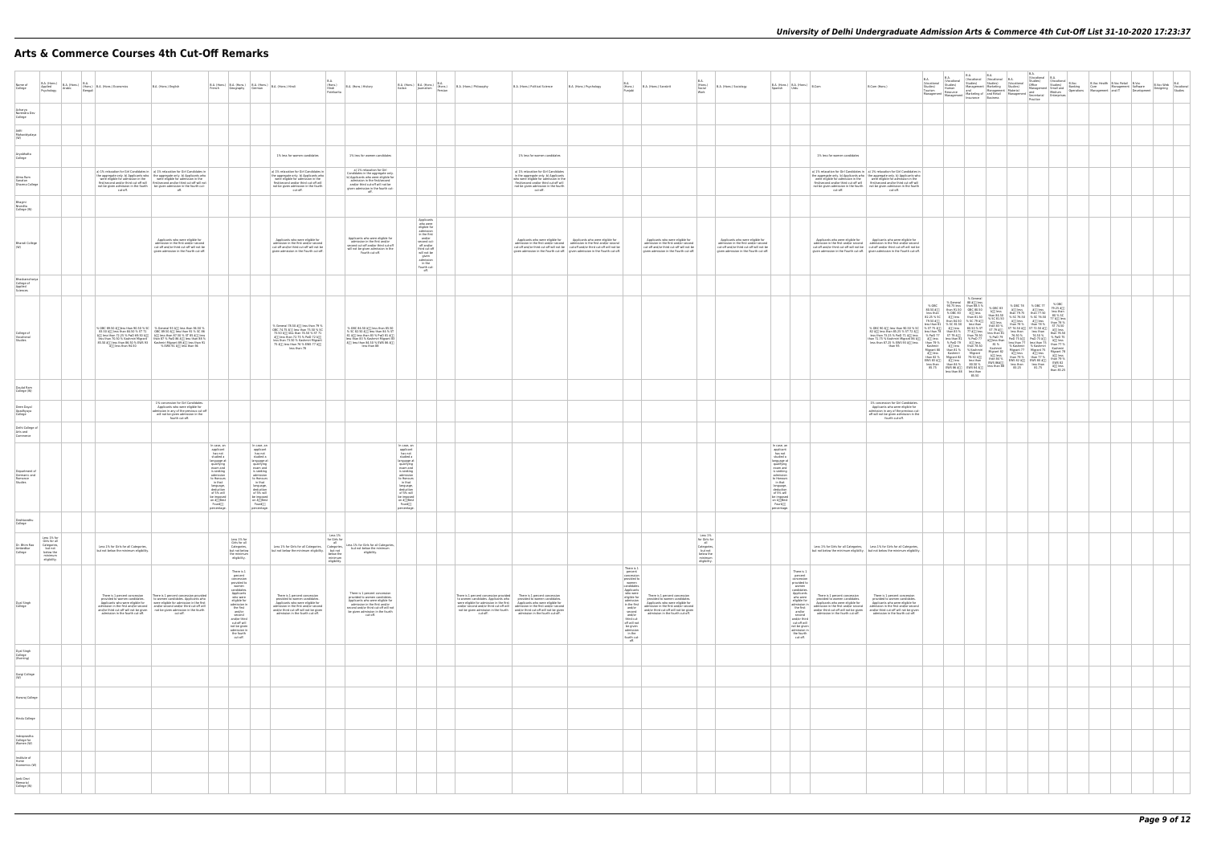# Arts & Commerce Courses 4th Cut-Off Remarks

| Name of College | B.A. (Hons.) Applied Psychology | B.A. (Hons.) Arabic | B.A. (Hons.) Bengali | B.A. (Hons.) Economics | B.A. (Hons.) English | B.A. (Hons.) French | B.A. (Hons.) Geography | B.A. (Hons.) German | B.A. (Hons.) Hindi | B.A. (Hons.) Hindi Patrakarita | B.A. (Hons.) History | B.A. (Hons.) Italian | B.A. (Hons.) Journalism | B.A. (Hons.) Persian | B.A. (Hons.) Philosophy | B.A. (Hons.) Political Science | B.A. (Hons.) Psychology | B.A. (Hons.) Punjabi | B.A. (Hons.) Sanskrit | B.A. (Hons.) Social Work | B.A. (Hons.) Sociology | B.A. (Hons.) Spanish | B.A. (Hons.) Urdu | B.Com | B.Com (Hons.) | B.A. (Vocational Studies) Tourism Management | B.A. (Vocational Studies) Human Resource Management | B.A. (Vocational Studies) Management and Marketing of Insurance | B.A. (Vocational Studies) Marketing Management and Retail Business | B.A. (Vocational Studies) Material Management | B.A. (Vocational Studies) Office Management and Secretarial Practice | B.A. (Vocational Studies) Small and Medium Enterprises | B.Voc Banking Operations | B.Voc Health Care | B.Voc Retail Management and IT | B.Voc Software Development | B.Voc Web Designing | B.A. Vocational Studies |
|---|---|---|---|---|---|---|---|---|---|---|---|---|---|---|---|---|---|---|---|---|---|---|---|---|---|---|---|---|---|---|---|---|---|---|---|---|---|---|
| Acharya Narendra Dev College | | | | | | | | | | | | | | | | | | | | | | | | | | | | | | | | | | | | | | |
| Aditi Mahavidyalaya (W) | | | | | | | | | | | | | | | | | | | | | | | | | | | | | | | | | | | | | | |
| Aryabhatta College | | | | | | | | | 1% less for women candidates | | 1% less for women candidates | | | | | 1% less for women candidates | | | | | | | | 1% less for women candidates | | | | | | | | | | | | | | |
| Atma Ram Sanatan Dharma College | | | | a) 1% relaxation for Girl Candidates in the aggregate only. b) Applicants who were eligible for admission in the first/second and/or third cut-off will not be given admission in the fourth cut-off. | a) 1% relaxation for Girl Candidates in the aggregate only. b) Applicants who were eligible for admission in the first/second and/or third cut-off will not be given admission in the fourth cut-off. | | | | a) 1% relaxation for Girl Candidates in the aggregate only. b) Applicants who were eligible for admission in the first/second and/or third cut-off will not be given admission in the fourth cut-off. | | a) 1% relaxation for Girl Candidates in the aggregate only. b) Applicants who were eligible for admission in the first/second and/or third cut-off will not be given admission in the fourth cut-off. | | | | | a) 1% relaxation for Girl Candidates in the aggregate only. b) Applicants who were eligible for admission in the first/second and/or third cut-off will not be given admission in the fourth cut-off. | | | | | | | | a) 1% relaxation for Girl Candidates in the aggregate only. b) Applicants who were eligible for admission in the first/second and/or third cut-off will not be given admission in the fourth cut-off. | a) 1% relaxation for Girl Candidates in the aggregate only. b) Applicants who were eligible for admission in the first/second and/or third cut-off will not be given admission in the fourth cut-off. | | | | | | | | | | | | | |
| Bhagini Nivedita College (W) | | | | | | | | | | | | | | | | | | | | | | | | | | | | | | | | | | | | | | |
| Bharati College (W) | | | | | Applicants who were eligible for admission in the first and/or second cut-off and/or third cut-off will not be given admission in the fourth cut-off | | | | Applicants who were eligible for admission in the first and/or second cut-off and/or third cut-off will not be given admission in the fourth cut-off | | Applicants who were eligible for admission in the first and/or second cut-off and/or third cut-off will not be given admission in the fourth cut-off | | Applicants who were eligible for admission in the first and/or second cut off and/or third cut off will not be given admission in the Fourth cut off. | | | Applicants who were eligible for admission in the first and/or second cut-off and/or third cut-off will not be given admission in the fourth cut-off | Applicants who were eligible for admission in the first and/or second cut-off and/or third cut-off will not be given admission in the fourth cut-off | | Applicants who were eligible for admission in the first and/or second cut-off and/or third cut-off will not be given admission in the fourth cut-off | | Applicants who were eligible for admission in the first and/or second cut-off and/or third cut-off will not be given admission in the fourth cut-off | | | Applicants who were eligible for admission in the first and/or second cut-off and/or third cut-off will not be given admission in the fourth cut-off | Applicants who were eligible for admission in the first and/or second cut-off and/or third cut-off will not be given admission in the fourth cut-off | | | | | | | | | | | | | |
| Bhaskaracharya College of Applied Sciences | | | | | | | | | | | | | | | | | | | | | | | | | | | | | | | | | | | | | | |
| College of Vocational Studies | | | | % OBC 89.50 â less than 90.50 % SC 83.50 â less than 84.50 % ST 72 â less than 73.25 % PwD 69.50 â less than 70.50 % Kashmiri Migrant 85.50 â less than 86.50 % EWS 93 â less than 94.50 | % General 95.50 â less than 96.50 % OBC 89.50 â less than 91 % SC 86 â less than 87.50 % ST 85 â less than 87 % PwD 86 â less than 88 % Kashmiri Migrant 88 â less than 91 % EWS 91 â less than 96 | | | | % General 78.50 â less than 79 % OBC 74.75 â less than 75.50 % SC 73.50 â less than 75.00 % ST 71 â less than 72.75 % PwD 72 â less than 73.50 % Kashmiri Migrant 75 â less than 76 % EWS 77 â less than 78 | | % OBC 83.50 â less than 85.50 % SC 82.50 â less than 84 % ST 81 â less than 83 % PwD 80 â less than 83 % Kashmiri Migrant 83 â less than 84.50 % EWS 86 â less than 89 | | | | | | | | | | | | | | % OBC 90.50 â less than 92.50 % SC 82 â less than 85.25 % ST 73 â less than 74.25 % PwD 71 â less than 73.75 % Kashmiri Migrant 86 â less than 87.25 % EWS 93 â less than 95 | % OBC 80.50 â less than 82.25 % SC 79.50 â less than 81 % ST 75.50 â less than 78 % PwD 77 â less than 79 % Kashmiri Migrant 80 â less than 82 % EWS 85 â less than 86.75 | % General 88.75 less than 91.50 % OBC 83 â less than 84.50 % SC 81.50 â less than 83 % ST 79 â less than 81 % PwD 79 â less than 81 % Kashmiri Migrant 81 â less than 82 % EWS 86 â less than 88 | % General 88 â less than 89.5 % OBC 80.50 â less than 81.50 % SC 79 â less than 80.50 % ST 77 â less than 79.50 % PwD 77 â less than 78.50 % Kashmiri Migrant 79.50 â less than 80.50 % EWS 84 â less than 85.50 | % OBC 85 â less than 86.50 % SC 82 â less than 84 % ST 79.50 â less than 81 % PwD 79 â less than 81 % Kashmiri Migrant â less than 80 % EWS 86 â less than 88 | % OBC 78 â less than 79.75 % SC 74.50 â less than 76 % ST 74.50 â less than 76 % PwD 73 â less than 75 % Kashmiri Migrant 77 â less than 79 % EWS 82 â less than 83.25 | % OBC 77 â less than 78 % SC 74 â less than 75 % ST 72.50 â less than 74 % PwD 73 â less than 75 % Kashmiri Migrant 75 â less than 77 % EWS 85 â less than 91.75 | % OBC 79.25 â less than 80 % SC 77 â less than 78 % ST 75.50 â less than 76.50 % PwD 75 â less than 77 % Kashmiri Migrant 78 â less than 79 % EWS 82 â less than 85.25 | | | | | | |
| Daulat Ram College (W) | | | | | | | | | | | | | | | | | | | | | | | | | | | | | | | | | | | | | | |
| Deen Dayal Upadhyaya College | | | | | 1% concession for Girl Candidates. Applicants who were eligible for admission in any of the previous cut off will not be given admission in the fourth cut-off. | | | | | | | | | | | | | | | | | | | | 1% concession for Girl Candidates. Applicants who were eligible for admission in any of the previous cut off will not be given admission in the fourth cut-off. | | | | | | | | | | | | | |
| Delhi College of Arts and Commerce | | | | | | | | | | | | | | | | | | | | | | | | | | | | | | | | | | | | | | |
| Department of Germanic and Romance Studies | | | | | | In case, an applicant has not studied a language at qualifying exam and is seeking admission to Honours in that language, deduction of 5% will be imposed on â Best Fourâ percentage. | | In case, an applicant has not studied a language at qualifying exam and is seeking admission to Honours in that language, deduction of 5% will be imposed on â Best Fourâ percentage. | | | | In case, an applicant has not studied a language at qualifying exam and is seeking admission to Honours in that language, deduction of 5% will be imposed on â Best Fourâ percentage. | | | | | | | | | | In case, an applicant has not studied a language at qualifying exam and is seeking admission to Honours in that language, deduction of 5% will be imposed on â Best Fourâ percentage. | | | | | | | | | | | | | | | | |
| Deshbandhu College | | | | | | | | | | | | | | | | | | | | | | | | | | | | | | | | | | | | | | |
| Dr. Bhim Rao Ambedkar College | Less 1% for Girls for all Categories, but not below the minimum eligibility. | | | Less 1% for Girls for all Categories, but not below the minimum eligibility. | | | Less 1% for Girls for all Categories, but not below the minimum eligibility. | | Less 1% for Girls for all Categories, but not below the minimum eligibility. | Less 1% for Girls for all Categories, but not below the minimum eligibility. | Less 1% for Girls for all Categories, but not below the minimum eligibility. | | | | | | | | | Less 1% for Girls for all Categories, but not below the minimum eligibility. | | | | Less 1% for Girls for all Categories, but not below the minimum eligibility. | Less 1% for Girls for all Categories, but not below the minimum eligibility. | | | | | | | | | | | | | |
| Dyal Singh College | | | | There is 1 percent concession provided to women candidates. Applicants who were eligible for admission in the first and/or second and/or third cut-off will not be given admission in the fourth cut-off. | There is 1 percent concession provided to women candidates. Applicants who were eligible for admission in the first and/or second and/or third cut-off will not be given admission in the fourth cut-off. | | There is 1 percent concession provided to women candidates. Applicants who were eligible for admission in the first and/or second and/or third cut-off will not be given admission in the fourth cut-off. | | There is 1 percent concession provided to women candidates. Applicants who were eligible for admission in the first and/or second and/or third cut-off will not be given admission in the fourth cut-off. | | There is 1 percent concession provided to women candidates. Applicants who were eligible for admission in the first and/or second and/or third cut-off will not be given admission in the fourth cut-off. | | | | There is 1 percent concession provided to women candidates. Applicants who were eligible for admission in the first and/or second and/or third cut-off will not be given admission in the fourth cut-off. | There is 1 percent concession provided to women candidates. Applicants who were eligible for admission in the first and/or second and/or third cut-off will not be given admission in the fourth cut-off. | | There is 1 percent concession provided to women candidates. Applicants who were eligible for admission in the first and/or second and/or third cut-off will not be given admission in the fourth cut-off. | There is 1 percent concession provided to women candidates. Applicants who were eligible for admission in the first and/or second and/or third cut-off will not be given admission in the fourth cut-off. | | | | There is 1 percent concession provided to women candidates. Applicants who were eligible for admission in the first and/or second and/or third cut-off will not be given admission in the fourth cut-off. | There is 1 percent concession provided to women candidates. Applicants who were eligible for admission in the first and/or second and/or third cut-off will not be given admission in the fourth cut-off. | There is 1 percent concession provided to women candidates. Applicants who were eligible for admission in the first and/or second and/or third cut-off will not be given admission in the fourth cut-off. | | | | | | | | | | | | | |
| Dyal Singh College (Evening) | | | | | | | | | | | | | | | | | | | | | | | | | | | | | | | | | | | | | | |
| Gargi College (W) | | | | | | | | | | | | | | | | | | | | | | | | | | | | | | | | | | | | | | |
| Hansraj College | | | | | | | | | | | | | | | | | | | | | | | | | | | | | | | | | | | | | | |
| Hindu College | | | | | | | | | | | | | | | | | | | | | | | | | | | | | | | | | | | | | | |
| Indraprastha College for Women (W) | | | | | | | | | | | | | | | | | | | | | | | | | | | | | | | | | | | | | | |
| Institute of Home Economics (W) | | | | | | | | | | | | | | | | | | | | | | | | | | | | | | | | | | | | | | |
| Janki Devi Memorial College (W) | | | | | | | | | | | | | | | | | | | | | | | | | | | | | | | | | | | | | | |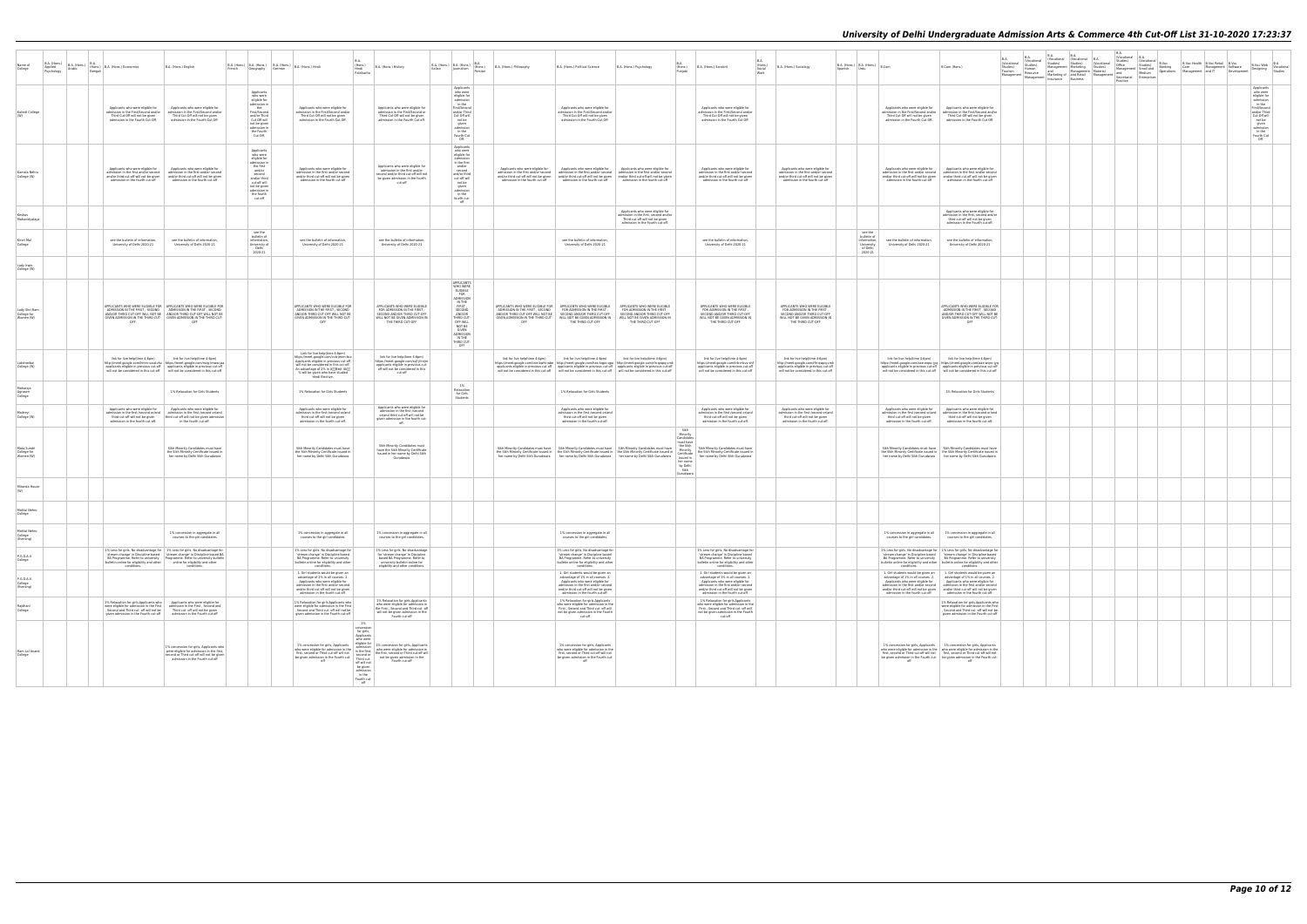| Name of College | B.A. (Hons.) Applied Psychology | B.A. (Hons.) Arabic | B.A. (Hons.) Bengali | B.A. (Hons.) Economics | B.A. (Hons.) English | B.A. (Hons.) French | B.A. (Hons.) Geography | B.A. (Hons.) German | B.A. (Hons.) Hindi | B.A. (Hons.) Hindi Patrakarita | B.A. (Hons.) History | B.A. (Hons.) Italian | B.A. (Hons.) Journalism | B.A. (Hons.) Persian | B.A. (Hons.) Philosophy | B.A. (Hons.) Political Science | B.A. (Hons.) Psychology | B.A. (Hons.) Punjabi | B.A. (Hons.) Sanskrit | B.A. (Hons.) Social Work | B.A. (Hons.) Sociology | B.A. (Hons.) Spanish | B.A. (Hons.) Urdu | B.Com | B.Com (Hons.) | B.A. (Vocational Studies) Tourism Management | B.A. (Vocational Studies) Human Resource Management | B.A. (Vocational Studies) Marketing Management and Retail Business | B.A. (Vocational Studies) Management and Marketing of Insurance | B.A. (Vocational Studies) Material Management | B.A. (Vocational Studies) Office Management and Secretarial Practice | B.A. (Vocational Studies) Small and Medium Enterprises | B.Voc Banking Operations | B.Voc Health Care Management | B.Voc Retail Management and IT | B.Voc Software Development | B.Voc Web Designing | B.A. Vocational Studies |
|---|---|---|---|---|---|---|---|---|---|---|---|---|---|---|---|---|---|---|---|---|---|---|---|---|---|---|---|---|---|---|---|---|---|---|---|---|---|---|
| Kalindi College (W) | | | | Applicants who were eligible for admission in the First/Second and/or Third Cut-Off will not be given admission in the Fourth Cut-Off. | Applicants who were eligible for admission in the First/Second and/or Third Cut-Off will not be given admission in the Fourth Cut-Off. | | Applicants who were eligible for admission in the First/Second and/or Third Cut-Off will not be given admission in the Fourth Cut-Off. | | Applicants who were eligible for admission in the First/Second and/or Third Cut-Off will not be given admission in the Fourth Cut-Off. | | Applicants who were eligible for admission in the First/Second and/or Third Cut-Off will not be given admission in the Fourth Cut-off. | | Applicants who were eligible for admission in the First/Second and/or Third Cut-Off will not be given admission in the Fourth Cut-Off. | | | Applicants who were eligible for admission in the First/Second and/or Third Cut-Off will not be given admission in the Fourth Cut-Off. | | | Applicants who were eligible for admission in the First/Second and/or Third Cut-Off will not be given admission in the Fourth Cut-Off. | | | | | Applicants who were eligible for admission in the First/Second and/or Third Cut-Off will not be given admission in the Fourth Cut-Off. | Applicants who were eligible for admission in the First/Second and/or Third Cut-Off will not be given admission in the Fourth Cut-Off. | | | | | | | | | | | | Applicants who were eligible for admission in the First/Second and/or Third Cut-Off will not be given admission in the Fourth Cut-Off. | |
| Kamala Nehru College (W) | | | | Applicants who were eligible for admission in the first and/or second and/or third cut-off will not be given admission in the fourth cut-off. | Applicants who were eligible for admission in the first and/or second and/or third cut-off will not be given admission in the fourth cut-off. | | Applicants who were eligible for admission in the first and/or second and/or third cut-off will not be given admission in the fourth cut-off | | Applicants who were eligible for admission in the first and/or second and/or third cut-off will not be given admission in the fourth cut-off. | | Applicants who were eligible for admission in the first and/or second and/or third cut-off will not be given admission in the fourth cut-off. | | Applicants who were eligible for admission in the first and/or second and/or third cut-off will not be given admission in the fourth cut-off. | | Applicants who were eligible for admission in the first and/or second and/or third cut-off will not be given admission in the fourth cut-off. | Applicants who were eligible for admission in the first and/or second and/or third cut-off will not be given admission in the fourth cut-off. | Applicants who were eligible for admission in the first and/or second and/or third cut-off will not be given admission in the fourth cut-off. | | Applicants who were eligible for admission in the first and/or second and/or third cut-off will not be given admission in the fourth cut-off. | | Applicants who were eligible for admission in the first and/or second and/or third cut-off will not be given admission in the fourth cut-off. | | | Applicants who were eligible for admission in the first and/or second and/or third cut-off will not be given admission in the fourth cut-off. | Applicants who were eligible for admission in the first and/or second and/or third cut-off will not be given admission in the fourth cut-off. | | | | | | | | | | | | | |
| Keshav Mahavidyalaya | | | | | | | | | | | | | | | | | Applicants who were eligible for admission in the first, second and/or Third cut off will not be given admission in the fourth cut-off. | | | | | | | | Applicants who were eligible for admission in the first, second and/or third cut-off will not be given admission in the Fourth cut-off. | | | | | | | | | | | | | |
| Kirori Mal College | | | | see the bulletin of information, University of Delhi 2020-21 | see the bulletin of information, University of Delhi 2020-21 | | see the bulletin of information, University of Delhi 2020-21 | | see the bulletin of information, University of Delhi 2020-21 | | see the bulletin of information, University of Delhi 2020-21 | | | | | see the bulletin of information, University of Delhi 2020-21 | | | see the bulletin of information, University of Delhi 2020-21 | | | | see the bulletin of information, University of Delhi 2020-21 | see the bulletin of information, University of Delhi 2020-21 | see the bulletin of information, University of Delhi 2020-21 | | | | | | | | | | | | | |
| Lady Irwin College (W) | | | | | | | | | | | | | | | | | | | | | | | | | | | | | | | | | | | | | | |
| Lady Shri Ram College for Women (W) | | | | APPLICANTS WHO WERE ELIGIBLE FOR ADMISSION IN THE FIRST, SECOND AND/OR THIRD CUT-OFF WILL NOT BE GIVEN ADMISSION IN THE THIRD CUT-OFF | APPLICANTS WHO WERE ELIGIBLE FOR ADMISSION IN THE FIRST, SECOND AND/OR THIRD CUT-OFF WILL NOT BE GIVEN ADMISSION IN THE THIRD CUT-OFF | | | | APPLICANTS WHO WERE ELIGIBLE FOR ADMISSION IN THE FIRST, SECOND AND/OR THIRD CUT-OFF WILL NOT BE GIVEN ADMISSION IN THE THIRD CUT-OFF | | APPLICANTS WHO WERE ELIGIBLE FOR ADMISSION IN THE FIRST, SECOND AND/OR THIRD CUT-OFF WILL NOT BE GIVEN ADMISSION IN THE THIRD CUT-OFF | | APPLICANTS WHO WERE ELIGIBLE FOR ADMISSION IN THE FIRST, SECOND AND/OR THIRD CUT-OFF WILL NOT BE GIVEN ADMISSION IN THE THIRD CUT-OFF | | APPLICANTS WHO WERE ELIGIBLE FOR ADMISSION IN THE FIRST, SECOND AND/OR THIRD CUT-OFF WILL NOT BE GIVEN ADMISSION IN THE THIRD CUT-OFF | APPLICANTS WHO WERE ELIGIBLE FOR ADMISSION IN THE FIRST, SECOND AND/OR THIRD CUT-OFF WILL NOT BE GIVEN ADMISSION IN THE THIRD CUT-OFF | APPLICANTS WHO WERE ELIGIBLE FOR ADMISSION IN THE FIRST, SECOND AND/OR THIRD CUT-OFF WILL NOT BE GIVEN ADMISSION IN THE THIRD CUT-OFF | | APPLICANTS WHO WERE ELIGIBLE FOR ADMISSION IN THE FIRST, SECOND AND/OR THIRD CUT-OFF WILL NOT BE GIVEN ADMISSION IN THE THIRD CUT-OFF | | APPLICANTS WHO WERE ELIGIBLE FOR ADMISSION IN THE FIRST, SECOND AND/OR THIRD CUT-OFF WILL NOT BE GIVEN ADMISSION IN THE THIRD CUT-OFF | | | | APPLICANTS WHO WERE ELIGIBLE FOR ADMISSION IN THE FIRST, SECOND AND/OR THIRD CUT-OFF WILL NOT BE GIVEN ADMISSION IN THE THIRD CUT-OFF | | | | | | | | | | | | | |
| Lakshmibai College (W) | | | | link for live help(time 4-6pm) http://meet.google.com/hmv-vuod-she applicants eligible in previous cut off will not be considered in this cut off | link for live help(time 4-6pm) https://meet.google.com/hcg-hnwo-jpa applicants eligible in previous cut off will not be considered in this cut off | | | | Link for live help(time 4-6pm) https://meet.google.com/vcb-jeam-bsu Applicants eligible in previous cut off will not be considered in this cut-off. An advantage of 2% in ... % will be given who have studied Hindi Elective. | | link for live help(time 4-6pm) https://meet.google.com/ydr-jrtm-nsm applicants eligible in previous cut off will not be considered in this cut-off | | | | link for live help(time 4-6pm) https://meet.google.com/ovr-bwfs-xdw applicants eligible in previous cut off will not be considered in this cut off | link for live help(time 4-6pm) http://meet.google.com/hxe-bqqs-cgw applicants eligible in previous cut off will not be considered in this cut off | link for live help(time 4-6pm) http://meet.google.com/frh-appq-cmb applicants eligible in previous cut off will not be considered in this cut off | | link for live help(time 4-6pm) https://meet.google.com/xkt-nuyj-vrf applicants eligible in previous cut off will not be considered in this cut-off | | link for live help(time 4-6pm) http://meet.google.com/fkr-qapy-mtk applicants eligible in previous cut off will not be considered in this cut-off | | | link for live help(time 4-6pm) https://meet.google.com/axe-aoyw-jyq applicants eligible in previous cut off will not be considered in this cut off | link for live help(time 4-6pm) https://meet.google.com/axe-aoyw-jyq applicants eligible in previous cut off will not be considered in this cut off | | | | | | | | | | | | | |
| Maharaja Agrasen College | | | | | 1% Relaxation for Girls Students | | | | 1% Relaxation for Girls Students | | | | 1% Relaxation for Girls Students | | | 1% Relaxation for Girls Students | | | | | | | | | 1% Relaxation for Girls Students | | | | | | | | | | | | | |
| Maitreyi College (W) | | | | Applicants who were eligible for admission in the first /second or/and third cut off will not be given admission in the fourth cut-off. | Applicants who were eligible for admission in the first /second or/and third cut off will not be given admission in the fourth cut-off. | | | | Applicants who were eligible for admission in the first /second or/and third cut off will not be given admission in the fourth cut-off. | | Applicants who were eligible for admission in the first /second or/and third cut off will not be given admission in the fourth cut-off | | | | | Applicants who were eligible for admission in the first /second or/and third cut off will not be given admission in the fourth cut-off. | | | Applicants who were eligible for admission in the first /second or/and third cut off will not be given admission in the fourth cut-off. | | Applicants who were eligible for admission in the first /second or/and third cut off will not be given admission in the fourth cut-off. | | | Applicants who were eligible for admission in the first /second or/and third cut off will not be given admission in the fourth cut-off. | Applicants who were eligible for admission in the first /second or/and third cut off will not be given admission in the fourth cut-off. | | | | | | | | | | | | | |
| Mata Sundri College for Women (W) | | | | | Sikh Minority Candidates must have the Sikh Minority Certificate issued in her name by Delhi Sikh Gurudwara | | | | Sikh Minority Candidates must have the Sikh Minority Certificate issued in her name by Delhi Sikh Gurudwara | | Sikh Minority Candidates must have the Sikh Minority Certificate issued in her name by Delhi Sikh Gurudwara | | | | Sikh Minority Candidates must have the Sikh Minority Certificate issued in her name by Delhi Sikh Gurudwara | Sikh Minority Candidates must have the Sikh Minority Certificate issued in her name by Delhi Sikh Gurudwara | Sikh Minority Candidates must have the Sikh Minority Certificate issued in her name by Delhi Sikh Gurudwara | Sikh Minority Candidates must have the Sikh Minority Certificate issued in her name by Delhi Sikh Gurudwara | Sikh Minority Candidates must have the Sikh Minority Certificate issued in her name by Delhi Sikh Gurudwara | | | | | Sikh Minority Candidates must have the Sikh Minority Certificate issued in her name by Delhi Sikh Gurudwara | Sikh Minority Candidates must have the Sikh Minority Certificate issued in her name by Delhi Sikh Gurudwara | | | | | | | | | | | | | |
| Miranda House (W) | | | | | | | | | | | | | | | | | | | | | | | | | | | | | | | | | | | | | | |
| Motilal Nehru College | | | | | | | | | | | | | | | | | | | | | | | | | | | | | | | | | | | | | | |
| Motilal Nehru College (Evening) | | | | | 1% concession in aggregate in all courses to the girl candidates. | | | | 1% concession in aggregate in all courses to the girl candidates. | | 1% concession in aggregate in all courses to the girl candidates. | | | | | 1% concession in aggregate in all courses to the girl candidates. | | | | | | | | 1% concession in aggregate in all courses to the girl candidates. | 1% concession in aggregate in all courses to the girl candidates. | | | | | | | | | | | | | |
| P.G.D.A.V. College | | | | 1% Less for girls. No disadvantage for 'stream change' in Discipline based BA Programme. Refer to university bulletin online for eligibility and other conditions | 1% Less for girls. No disadvantage for 'stream change' in Discipline based BA Programme. Refer to university bulletin online for eligibility and other conditions | | | | 1% Less for girls. No disadvantage for 'stream change' in Discipline based BA Programme. Refer to university bulletin online for eligibility and other conditions | | 1% Less for girls. No disadvantage for 'stream change' in Discipline based BA Programme. Refer to university bulletin online for eligibility and other conditions | | | | | 1% Less for girls. No disadvantage for 'stream change' in Discipline based BA Programme. Refer to university bulletin online for eligibility and other conditions | | | 1% Less for girls. No disadvantage for 'stream change' in Discipline based BA Programme. Refer to university bulletin online for eligibility and other conditions | | | | | 1% Less for girls. No disadvantage for 'stream change' in Discipline based BA Programme. Refer to university bulletin online for eligibility and other conditions | 1% Less for girls. No disadvantage for 'stream change' in Discipline based BA Programme. Refer to university bulletin online for eligibility and other conditions | | | | | | | | | | | | | |
| P.G.D.A.V. College (Evening) | | | | | | | | | 1. Girl students would be given an advantage of 1% in all courses. 2. Applicants who were eligible for admission in the first and/or second and/or third cut-off will not be given admission in the fourth cut-off | | | | | | | 1. Girl students would be given an advantage of 1% in all courses. 2. Applicants who were eligible for admission in the first and/or second and/or third cut-off will not be given admission in the fourth cut-off | | | 1. Girl students would be given an advantage of 1% in all courses. 2. Applicants who were eligible for admission in the first and/or second and/or third cut-off will not be given admission in the fourth cut-off | | | | | 1. Girl students would be given an advantage of 1% in all courses. 2. Applicants who were eligible for admission in the first and/or second and/or third cut-off will not be given admission in the fourth cut-off | 1. Girl students would be given an advantage of 1% in all courses. 2. Applicants who were eligible for admission in the first and/or second and/or third cut-off will not be given admission in the fourth cut-off | | | | | | | | | | | | | |
| Rajdhani College | | | | 1% Relaxation for girls.Applicants who were eligible for admission in the First, Second and Third cut-off will not be given admission in the Fourth cut-off | Applicants who were eligible for admission in the First , Second and Third cut-off will not be given admission in the Fourth cut-off | | | | 1% Relaxation for girls.Applicants who were eligible for admission in the First , Second and Third cut-off will not be given admission in the Fourth cut-off | | 1% Relaxation for girls.Applicants who were eligible for admission in the First , Second and Third cut-off will not be given admission in the Fourth cut-off | | | | | 1% Relaxation for girls.Applicants who were eligible for admission in the First , Second and Third cut-off will not be given admission in the Fourth cut-off | | | 1% Relaxation for girls.Applicants who were eligible for admission in the First , Second and Third cut-off will not be given admission in the Fourth cut-off | | | | | | 1% Relaxation for girls.Applicants who were eligible for admission in the First , Second and Third cut-off will not be given admission in the Fourth cut-off | | | | | | | | | | | | | |
| Ram Lal Anand College | | | | | 1% concession for girls. Applicants who were eligible for admission in the first, second or Third cut off will not be given admission in the Fourth cut-off | | | | 1% concession for girls. Applicants who were eligible for admission in the first, second or Third cut off will not be given admission in the Fourth cut-off | 1% concession for girls. Applicants who were eligible for admission in the first, second or Third cut off will not be given admission in the Fourth cut-off | 1% concession for girls. Applicants who were eligible for admission in the first, second or Third cut off will not be given admission in the Fourth cut-off | | | | | 1% concession for girls. Applicants who were eligible for admission in the first, second or Third cut off will not be given admission in the Fourth cut-off | | | | | | | | 1% concession for girls. Applicants who were eligible for admission in the first, second or Third cut off will not be given admission in the Fourth cut-off | 1% concession for girls. Applicants who were eligible for admission in the first, second or Third cut off will not be given admission in the Fourth cut-off | | | | | | | | | | | | | |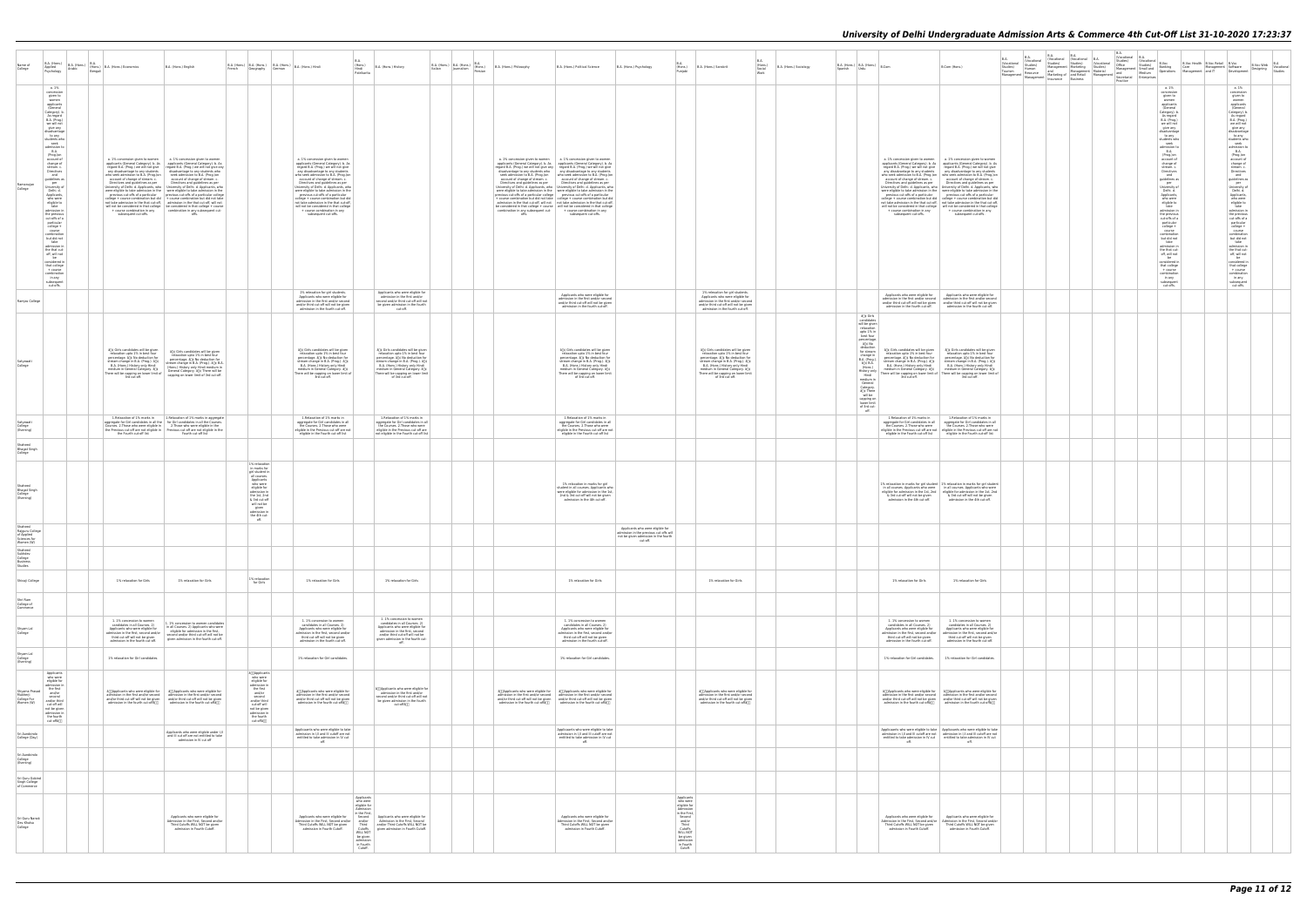| Name of College | B.A. (Hons.) Applied Psychology | B.A. (Hons.) Arabic | B.A. (Hons.) Bengali | B.A. (Hons.) Economics | B.A. (Hons.) English | B.A. (Hons.) French | B.A. (Hons.) Geography | B.A. (Hons.) German | B.A. (Hons.) Hindi | B.A. (Hons.) Hindi Patrakarita | B.A. (Hons.) History | B.A. (Hons.) Italian | B.A. (Hons.) Journalism | B.A. (Hons.) Persian | B.A. (Hons.) Philosophy | B.A. (Hons.) Political Science | B.A. (Hons.) Psychology | B.A. (Hons.) Punjabi | B.A. (Hons.) Sanskrit | B.A. (Hons.) Social Work | B.A. (Hons.) Sociology | B.A. (Hons.) Spanish | B.A. (Hons.) Urdu | B.Com | B.Com (Hons.) | B.A. (Vocational Studies) Tourism Management | B.A. (Vocational Studies) Human Resource Management | B.A. (Vocational Studies) Management and Marketing of Insurance | B.A. (Vocational Studies) Marketing Management and Retail Business | B.A. (Vocational Studies) Material Management | B.A. (Vocational Studies) Office Management and Secretarial Practice | B.A. (Vocational Studies) Small and Medium Enterprises | B.Voc Banking Operations | B.Voc Health Care Management | B.Voc Retail Management and IT | B.Voc Software Development | B.Voc Web Designing | B.A. Vocational Studies |
|---|---|---|---|---|---|---|---|---|---|---|---|---|---|---|---|---|---|---|---|---|---|---|---|---|---|---|---|---|---|---|---|---|---|---|---|---|---|---|
| Ramanujan College | a. 1% concession given to women applicants (General Category). b. As regard B.A. (Prog.) we will not give any disadvantage to any students who seek admission to B.A. (Prog.) on account of change of stream. c. Directives and guidelines as per University of Delhi. d. Applicants, who were eligible to take admission in the previous cut-offs of a particular college + course combination but did not take admission in the that cut-off, will not be considered in that college + course combination in any subsequent cut-offs. | | | a. 1% concession given to women applicants (General Category). b. As regard B.A. (Prog.) we will not give any disadvantage to any students who seek admission to B.A. (Prog.) on account of change of stream. c. Directives and guidelines as per University of Delhi. d. Applicants, who were eligible to take admission in the previous cut-offs of a particular college + course combination but did not take admission in the that cut-off, will not be considered in that college + course combination in any subsequent cut-offs. | a. 1% concession given to women applicants (General Category). b. As regard B.A. (Prog.) we will not give any disadvantage to any students who seek admission to B.A. (Prog.) on account of change of stream. c. Directives and guidelines as per University of Delhi. d. Applicants, who were eligible to take admission in the previous cut-offs of a particular college + course combination but did not take admission in the that cut-off, will not be considered in that college + course combination in any subsequent cut-offs. | | | | a. 1% concession given to women applicants (General Category). b. As regard B.A. (Prog.) we will not give any disadvantage to any students who seek admission to B.A. (Prog.) on account of change of stream. c. Directives and guidelines as per University of Delhi. d. Applicants, who were eligible to take admission in the previous cut-offs of a particular college + course combination but did not take admission in the that cut-off, will not be considered in that college + course combination in any subsequent cut-offs. | | | | | | a. 1% concession given to women applicants (General Category). b. As regard B.A. (Prog.) we will not give any disadvantage to any students who seek admission to B.A. (Prog.) on account of change of stream. c. Directives and guidelines as per University of Delhi. d. Applicants, who were eligible to take admission in the previous cut-offs of a particular college + course combination but did not take admission in the that cut-off, will not be considered in that college + course combination in any subsequent cut-offs. | a. 1% concession given to women applicants (General Category). b. As regard B.A. (Prog.) we will not give any disadvantage to any students who seek admission to B.A. (Prog.) on account of change of stream. c. Directives and guidelines as per University of Delhi. d. Applicants, who were eligible to take admission in the previous cut-offs of a particular college + course combination but did not take admission in the that cut-off, will not be considered in that college + course combination in any subsequent cut-offs. | | | | | | | | a. 1% concession given to women applicants (General Category). b. As regard B.A. (Prog.) we will not give any disadvantage to any students who seek admission to B.A. (Prog.) on account of change of stream. c. Directives and guidelines as per University of Delhi. d. Applicants, who were eligible to take admission in the previous cut-offs of a particular college + course combination but did not take admission in the that cut-off, will not be considered in that college + course combination in any subsequent cut-offs. | a. 1% concession given to women applicants (General Category). b. As regard B.A. (Prog.) we will not give any disadvantage to any students who seek admission to B.A. (Prog.) on account of change of stream. c. Directives and guidelines as per University of Delhi. d. Applicants, who were eligible to take admission in the previous cut-offs of a particular college + course combination but did not take admission in the that cut-off, will not be considered in that college + course combination in any subsequent cut-offs. | | | | | | | | a. 1% concession given to women applicants (General Category). b. As regard B.A. (Prog.) we will not give any disadvantage to any students who seek admission to B.A. (Prog.) on account of change of stream. c. Directives and guidelines as per University of Delhi. d. Applicants, who were eligible to take admission in the previous cut-offs of a particular college + course combination but did not take admission in the that cut-off, will not be considered in that college + course combination in any subsequent cut-offs. | | | a. 1% concession given to women applicants (General Category). b. As regard B.A. (Prog.) we will not give any disadvantage to any students who seek admission to B.A. (Prog.) on account of change of stream. c. Directives and guidelines as per University of Delhi. d. Applicants, who were eligible to take admission in the previous cut-offs of a particular college + course combination but did not take admission in the that cut-off, will not be considered in that college + course combination in any subsequent cut-offs. | | |
| Ramjas College | | | | | | | | | 2% relaxation for girl students. Applicants who were eligible for admission in the first and/or second and/or third cut-off will not be given admission in the fourth cut-off. | | Applicants who were eligible for admission in the first and/or second and/or third cut-off will not be given admission in the fourth cut-off. | | | | | Applicants who were eligible for admission in the first and/or second and/or third cut-off will not be given admission in the fourth cut-off. | | | 2% relaxation for girl students. Applicants who were eligible for admission in the first and/or second and/or third cut-off will not be given admission in the fourth cut-off. | | | | | Applicants who were eligible for admission in the first and/or second and/or third cut-off will not be given admission in the fourth cut-off. | Applicants who were eligible for admission in the first and/or second and/or third cut-off will not be given admission in the fourth cut-off. | | | | | | | | | | | | | |
| Satyawati College | | | | A) Girls candidates will be given relaxation upto 1% in best four percentage. B) No deduction for stream change in B.A. (Prog.) C) B.A. (Hons.) History only Hindi medium in General Category. D) There will be capping on lower limit of 3rd cut-off. | A) Girls candidates will be given relaxation upto 1% in best four percentage. B) No deduction for stream change in B.A. (Prog.) C) B.A. (Hons.) History only Hindi medium in General Category. D) There will be capping on lower limit of 3rd cut-off. | | | | A) Girls candidates will be given relaxation upto 1% in best four percentage. B) No deduction for stream change in B.A. (Prog.) C) B.A. (Hons.) History only Hindi medium in General Category. D) There will be capping on lower limit of 3rd cut-off. | | A) Girls candidates will be given relaxation upto 1% in best four percentage. B) No deduction for stream change in B.A. (Prog.) C) B.A. (Hons.) History only Hindi medium in General Category. D) There will be capping on lower limit of 3rd cut-off. | | | | | A) Girls candidates will be given relaxation upto 1% in best four percentage. B) No deduction for stream change in B.A. (Prog.) C) B.A. (Hons.) History only Hindi medium in General Category. D) There will be capping on lower limit of 3rd cut-off. | | | A) Girls candidates will be given relaxation upto 1% in best four percentage. B) No deduction for stream change in B.A. (Prog.) C) B.A. (Hons.) History only Hindi medium in General Category. D) There will be capping on lower limit of 3rd cut-off. | | | | A) Girls candidates will be given relaxation upto 1% in best four percentage. B) No deduction for stream change in B.A. (Prog.) C) B.A. (Hons.) History only Hindi medium in General Category. D) There will be capping on lower limit of 3rd cut-off. | A) Girls candidates will be given relaxation upto 1% in best four percentage. B) No deduction for stream change in B.A. (Prog.) C) B.A. (Hons.) History only Hindi medium in General Category. D) There will be capping on lower limit of 3rd cut-off. | A) Girls candidates will be given relaxation upto 1% in best four percentage. B) No deduction for stream change in B.A. (Prog.) C) B.A. (Hons.) History only Hindi medium in General Category. D) There will be capping on lower limit of 3rd cut-off. | | | | | | | | | | | | | |
| Satyawati College (Evening) | | | | 1.Relaxation of 1% marks in aggregate for Girl candidates in all the Courses. 2.Those who were eligible in the Previous cut-off are not eligible in the Fourth cut-off list | 1.Relaxation of 1% marks in aggregate for Girl candidates in all the Courses. 2.Those who were eligible in the Previous cut-off are not eligible in the Fourth cut-off list | | | | 1.Relaxation of 1% marks in aggregate for Girl candidates in all the Courses. 2.Those who were eligible in the Previous cut-off are not eligible in the Fourth cut-off list | | 1.Relaxation of 1% marks in aggregate for Girl candidates in all the Courses. 2.Those who were eligible in the Previous cut-off are not eligible in the Fourth cut-off list | | | | | 1.Relaxation of 1% marks in aggregate for Girl candidates in all the Courses. 2.Those who were eligible in the Previous cut-off are not eligible in the Fourth cut-off list | | | | | | | | 1.Relaxation of 1% marks in aggregate for Girl candidates in all the Courses. 2.Those who were eligible in the Previous cut-off are not eligible in the Fourth cut-off list | 1.Relaxation of 1% marks in aggregate for Girl candidates in all the Courses. 2.Those who were eligible in the Previous cut-off are not eligible in the Fourth cut-off list | | | | | | | | | | | | | |
| Shaheed Bhagat Singh College | | | | | | | | | | | | | | | | | | | | | | | | | | | | | | | | | | | | | | |
| Shaheed Bhagat Singh College (Evening) | | | | | | | 1% relaxation in marks for girl student in all courses. Applicants who were eligible for admission in the 1st, 2nd & 3rd cut-off will not be given admission in the 4th cut-off. | | | | | | | | | 1% relaxation in marks for girl student in all courses. Applicants who were eligible for admission in the 1st, 2nd & 3rd cut-off will not be given admission in the 4th cut-off. | | | | | | | | 1% relaxation in marks for girl student in all courses. Applicants who were eligible for admission in the 1st, 2nd & 3rd cut-off will not be given admission in the 4th cut-off. | 1% relaxation in marks for girl student in all courses. Applicants who were eligible for admission in the 1st, 2nd & 3rd cut-off will not be given admission in the 4th cut-off. | | | | | | | | | | | | | |
| Shaheed Rajguru College of Applied Sciences for Women (W) | | | | | | | | | | | | | | | | | Applicants who were eligible for admission in the previous cut-offs will not be given admission in the fourth cut-off. | | | | | | | | | | | | | | | | | | | | | |
| Shaheed Sukhdev College of Business Studies | | | | | | | | | | | | | | | | | | | | | | | | | | | | | | | | | | | | | | |
| Shivaji College | | | | 1% relaxation for Girls | 1% relaxation for Girls | | 1% relaxation for Girls | | 1% relaxation for Girls | | 2% relaxation for Girls | | | | | 1% relaxation for Girls | | | 1% relaxation for Girls | | | | | 1% relaxation for Girls | 2% relaxation for Girls | | | | | | | | | | | | | |
| Shri Ram College of Commerce | | | | | | | | | | | | | | | | | | | | | | | | | | | | | | | | | | | | | | |
| Shyam Lal College | | | | 1. 1% concession to women candidates in all Courses. 2) Applicants who were eligible for admission in the first, second and/or third cut-off will not be given admission in the fourth cut-off. | 1. 1% concession to women candidates in all Courses. 2) Applicants who were eligible for admission in the first, second and/or third cut-off will not be given admission in the fourth cut-off. | | | | 1. 1% concession to women candidates in all Courses. 2) Applicants who were eligible for admission in the first, second and/or third cut-off will not be given admission in the fourth cut-off. | | 1. 1% concession to women candidates in all Courses. 2) Applicants who were eligible for admission in the first, second and/or third cut-off will not be given admission in the fourth cut-off. | | | | | 1. 1% concession to women candidates in all Courses. 2) Applicants who were eligible for admission in the first, second and/or third cut-off will not be given admission in the fourth cut-off. | | | | | | | | 1. 1% concession to women candidates in all Courses. 2) Applicants who were eligible for admission in the first, second and/or third cut-off will not be given admission in the fourth cut-off. | 1. 1% concession to women candidates in all Courses. 2) Applicants who were eligible for admission in the first, second and/or third cut-off will not be given admission in the fourth cut-off. | | | | | | | | | | | | | |
| Shyam Lal College (Evening) | | | | 1% relaxation for Girl candidates. | | | | | 1% relaxation for Girl candidates. | | | | | | | 1% relaxation for Girl candidates. | | | | | | | | 1% relaxation for Girl candidates. | 1% relaxation for Girl candidates. | | | | | | | | | | | | | |
| Shyama Prasad Mukherji College For Women (W) | Applicants who were eligible for admission in the first and/or second and/or third cut-off will not be given admission in the fourth cut-off | | | Applicants who were eligible for admission in the first and/or second and/or third cut-off will not be given admission in the fourth cut-off | Applicants who were eligible for admission in the first and/or second and/or third cut-off will not be given admission in the fourth cut-off | | Applicants who were eligible for admission in the first and/or second and/or third cut-off will not be given admission in the fourth cut-off | | Applicants who were eligible for admission in the first and/or second and/or third cut-off will not be given admission in the fourth cut-off | | Applicants who were eligible for admission in the first and/or second and/or third cut-off will not be given admission in the fourth cut-off | | | | Applicants who were eligible for admission in the first and/or second and/or third cut-off will not be given admission in the fourth cut-off | Applicants who were eligible for admission in the first and/or second and/or third cut-off will not be given admission in the fourth cut-off | | | Applicants who were eligible for admission in the first and/or second and/or third cut-off will not be given admission in the fourth cut-off | | | | | Applicants who were eligible for admission in the first and/or second and/or third cut-off will not be given admission in the fourth cut-off | Applicants who were eligible for admission in the first and/or second and/or third cut-off will not be given admission in the fourth cut-off | | | | | | | | | | | | | |
| Sri Aurobindo College (Day) | | | | | Applicants who were eligible under I,II and III cut off are not entitled to take admission in IV cut off | | | | Applicants who were eligible to take admission in I,II and III cutoff are not entitled to take admission in IV cut off. | | | | | | | Applicants who were eligible to take admission in I,II and III cutoff are not entitled to take admission in IV cut off. | | | | | | | | Applicants who were eligible to take admission in I,II and III cutoff are not entitled to take admission in IV cut off. | Applicants who were eligible to take admission in I,II and III cutoff are not entitled to take admission in IV cut off. | | | | | | | | | | | | | |
| Sri Aurobindo College (Evening) | | | | | | | | | | | | | | | | | | | | | | | | | | | | | | | | | | | | | | |
| Sri Guru Gobind Singh College of Commerce | | | | | | | | | | | | | | | | | | | | | | | | | | | | | | | | | | | | | | |
| Sri Guru Nanak Dev Khalsa College | | | | | Applicants who were eligible for Admission in the First, Second and/or Third Cutoffs WILL NOT be given admission in Fourth Cutoff. | | | | Applicants who were eligible for Admission in the First, Second and/or Third Cutoffs WILL NOT be given admission in Fourth Cutoff. | Applicants who were eligible for Admission in the First, Second and/or Third Cutoffs WILL NOT be given admission in Fourth Cutoff. | Applicants who were eligible for Admission in the First, Second and/or Third Cutoffs WILL NOT be given admission in Fourth Cutoff. | | | | | Applicants who were eligible for Admission in the First, Second and/or Third Cutoffs WILL NOT be given admission in Fourth Cutoff. | | Applicants who were eligible for Admission in the First, Second and/or Third Cutoffs WILL NOT be given admission in Fourth Cutoff. | | | | | | Applicants who were eligible for Admission in the First, Second and/or Third Cutoffs WILL NOT be given admission in Fourth Cutoff. | Applicants who were eligible for Admission in the First, Second and/or Third Cutoffs WILL NOT be given admission in Fourth Cutoff. | | | | | | | | | | | | | |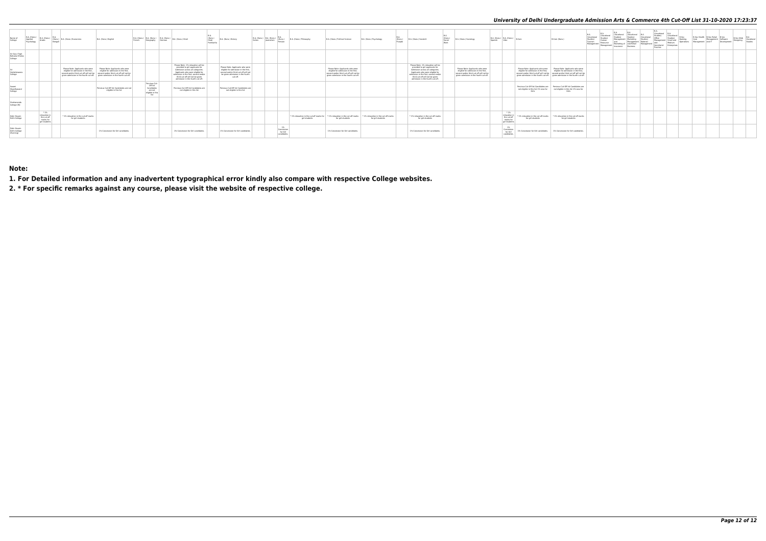| Name of College | B.A. (Hons.) Applied Psychology | B.A. (Hons.) Arabic | B.A. (Hons.) Bengali | B.A. (Hons.) Economics | B.A. (Hons.) English | B.A. (Hons.) French | B.A. (Hons.) Geography | B.A. (Hons.) German | B.A. (Hons.) Hindi | B.A. (Hons.) Hindi Patrakarita | B.A. (Hons.) History | B.A. (Hons.) Italian | B.A. (Hons.) Journalism | B.A. (Hons.) Persian | B.A. (Hons.) Philosophy | B.A. (Hons.) Political Science | B.A. (Hons.) Psychology | B.A. (Hons.) Punjabi | B.A. (Hons.) Sanskrit | B.A. (Hons.) Social Work | B.A. (Hons.) Sociology | B.A. (Hons.) Spanish | B.A. (Hons.) Urdu | B.Com | B.Com (Hons.) | B.A. (Vocational Studies) Tourism Management | B.A. (Vocational Studies) Human Resource Management | B.A. (Vocational Studies) Management and Marketing of Insurance | B.A. (Vocational Studies) Marketing Management and Retail Business | B.A. (Vocational Studies) Material Management | B.A. (Vocational Studies) Office Management and Secretarial Practice | B.A. (Vocational Studies) Small and Medium Enterprises | B.Voc Banking Operations | B.Voc Health Care Management | B.Voc Retail Management and IT | B.Voc Software Development | B.Voc Web Designing | B.A. Vocational Studies |
|---|---|---|---|---|---|---|---|---|---|---|---|---|---|---|---|---|---|---|---|---|---|---|---|---|---|---|---|---|---|---|---|---|---|---|---|---|---|---|
| Sri Guru Tegh Bahadur Khalsa College | | | | | | | | | | | | | | | | | | | | | | | | | | | | | | | | | | | | | | |
| Sri Venkateswara College | | | | Please Note: Applicants who were eligible for admission in the first, second and/or third cut-off will not be given admission in the fourth cut-off | Please Note: Applicants who were eligible for admission in the first, second and/or third cut-off will not be given admission in the fourth cut-off | | | | Please Note: 1% relaxation will be provided to girl applicants for Admission across all categories. Applicants who were eligible for admission in the first, second and/or third cut-off will not be given admission in the fourth cut-off. | | Please Note: Applicants who were eligible for admission in the first, second and/or third cut-off will not be given admission in the fourth cut-off. | | | | | Please Note: Applicants who were eligible for admission in the first, second and/or third cut-off will not be given admission in the fourth cut-off | | | Please Note: 1% relaxation will be provided to girl applicants for Admission across all categories. Applicants who were eligible for admission in the first, second and/or third cut-off will not be given admission in the fourth cut-off. | | Please Note: Applicants who were eligible for admission in the first, second and/or third cut-off will not be given admission in the fourth cut-off | | | Please Note: Applicants who were eligible for admission in the first, second and/or third cut-off will not be given admission in the fourth cut-off | Please Note: Applicants who were eligible for admission in the first, second and/or third cut-off will not be given admission in the fourth cut-off | | | | | | | | | | | | | |
| Swami Shardhanand College | | | | | Pervious Cut-Off list Candidates are not eligible in this list | | Pervious Cut-Off list Candidates are not eligible in this list | | Pervious Cut-Off list Candidates are not eligible in this list | | Pervious Cut-Off list Candidates are not eligible in this list | | | | | | | | | | | | | Pervious Cut-Off list Candidates are not eligible in this list 1% Less for Girls | Pervious Cut-Off list Candidates are not eligible in this list 1% Less for Girls | | | | | | | | | | | | | |
| Vivekananda College (W) | | | | | | | | | | | | | | | | | | | | | | | | | | | | | | | | | | | | | | |
| Zakir Husain Delhi College | | * 1% relaxation in the cut-off marks for girl students | | * 1% relaxation in the cut-off marks for girl students | | | | | | | | | | | * 1% relaxation in the cut-off marks for girl students | * 1% relaxation in the cut-off marks for girl students | * 1% relaxation in the cut-off marks for girl students | | * 1% relaxation in the cut-off marks for girl students | | | | * 1% relaxation in the cut-off marks for girl students | * 1% relaxation in the cut-off marks for girl students | * 1% relaxation in the cut-off marks for girl students | | | | | | | | | | | | | |
| Zakir Husain Delhi College (Evening) | | | | | 1% Concession for Girl candidates. | | | | 1% Concession for Girl candidates. | | 1% Concession for Girl candidates. | | | 1% Concession for Girl candidates. | | 1% Concession for Girl candidates. | | | 1% Concession for Girl candidates. | | | | 1% Concession for Girl candidates. | 1% Concession for Girl candidates. | 1% Concession for Girl candidates. | | | | | | | | | | | | | |

**Note:**

**1. For Detailed information and any inadvertent typographical error kindly also compare with respective College websites.**

**2. * For specific remarks against any course, please visit the website of respective college.**